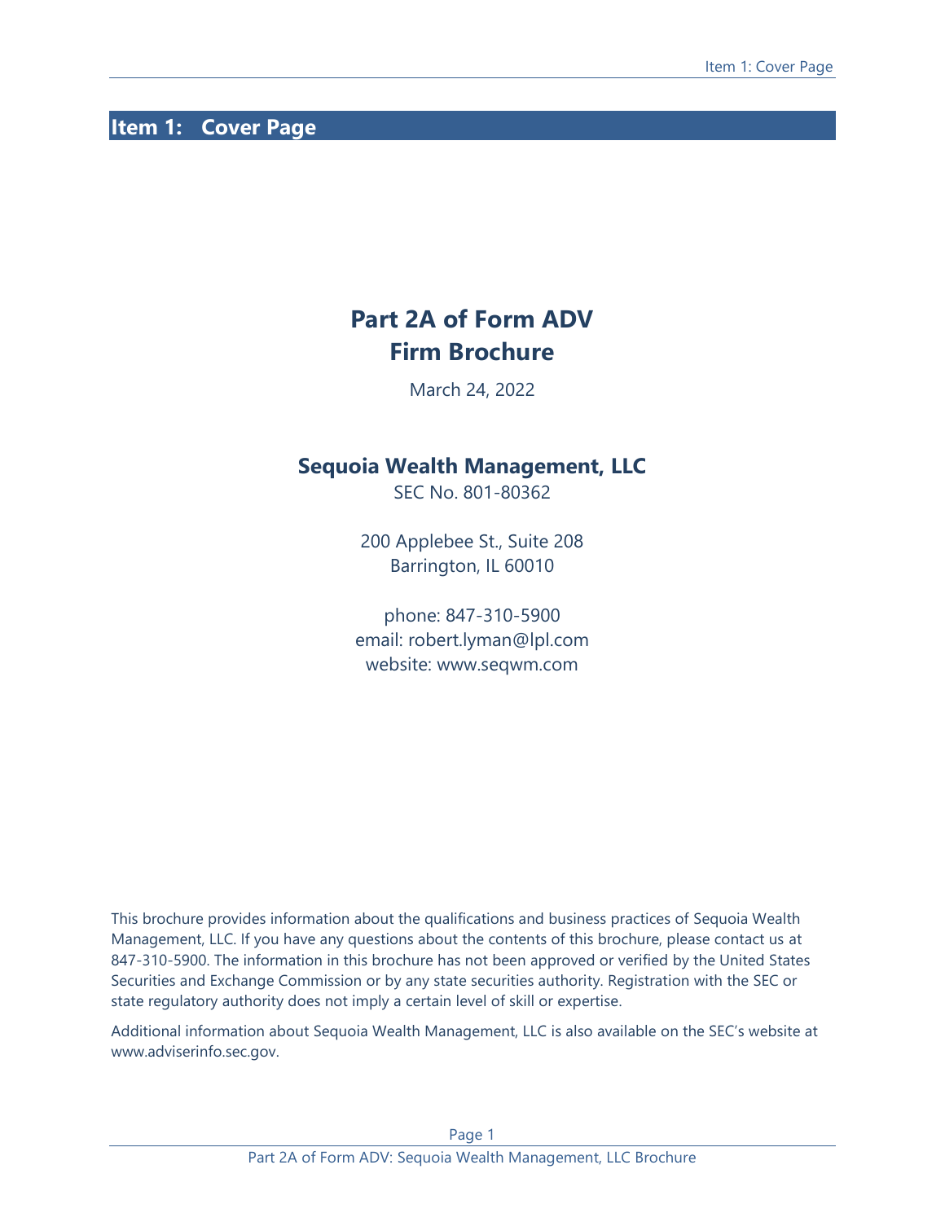# Item 1: Cover Page

## Part 2A of Form ADV
## Firm Brochure

March 24, 2022

### Sequoia Wealth Management, LLC

SEC No. 801-80362

200 Applebee St., Suite 208
Barrington, IL 60010

phone: 847-310-5900
email: robert.lyman@lpl.com
website: www.seqwm.com

This brochure provides information about the qualifications and business practices of Sequoia Wealth Management, LLC. If you have any questions about the contents of this brochure, please contact us at 847-310-5900. The information in this brochure has not been approved or verified by the United States Securities and Exchange Commission or by any state securities authority. Registration with the SEC or state regulatory authority does not imply a certain level of skill or expertise.

Additional information about Sequoia Wealth Management, LLC is also available on the SEC's website at www.adviserinfo.sec.gov.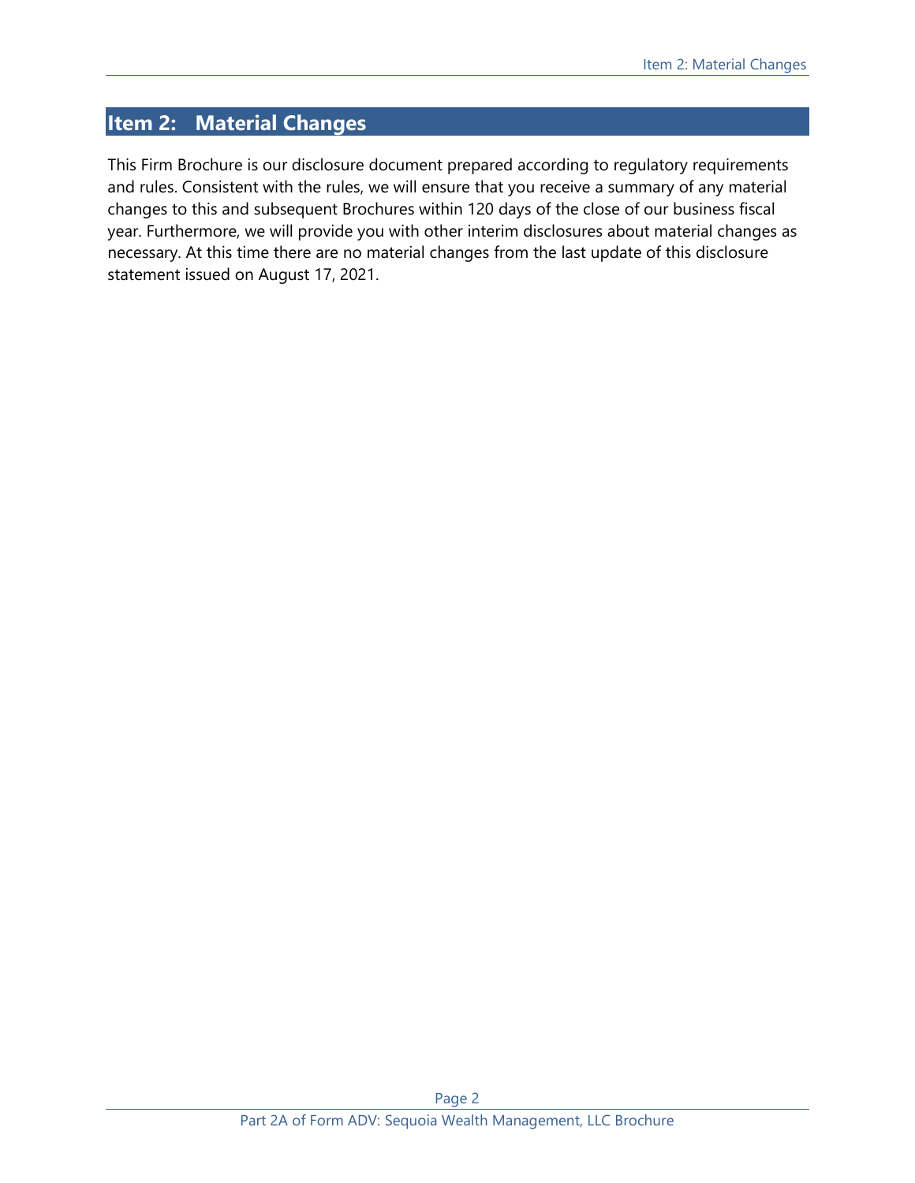## Item 2: Material Changes

This Firm Brochure is our disclosure document prepared according to regulatory requirements and rules. Consistent with the rules, we will ensure that you receive a summary of any material changes to this and subsequent Brochures within 120 days of the close of our business fiscal year. Furthermore, we will provide you with other interim disclosures about material changes as necessary. At this time there are no material changes from the last update of this disclosure statement issued on August 17, 2021.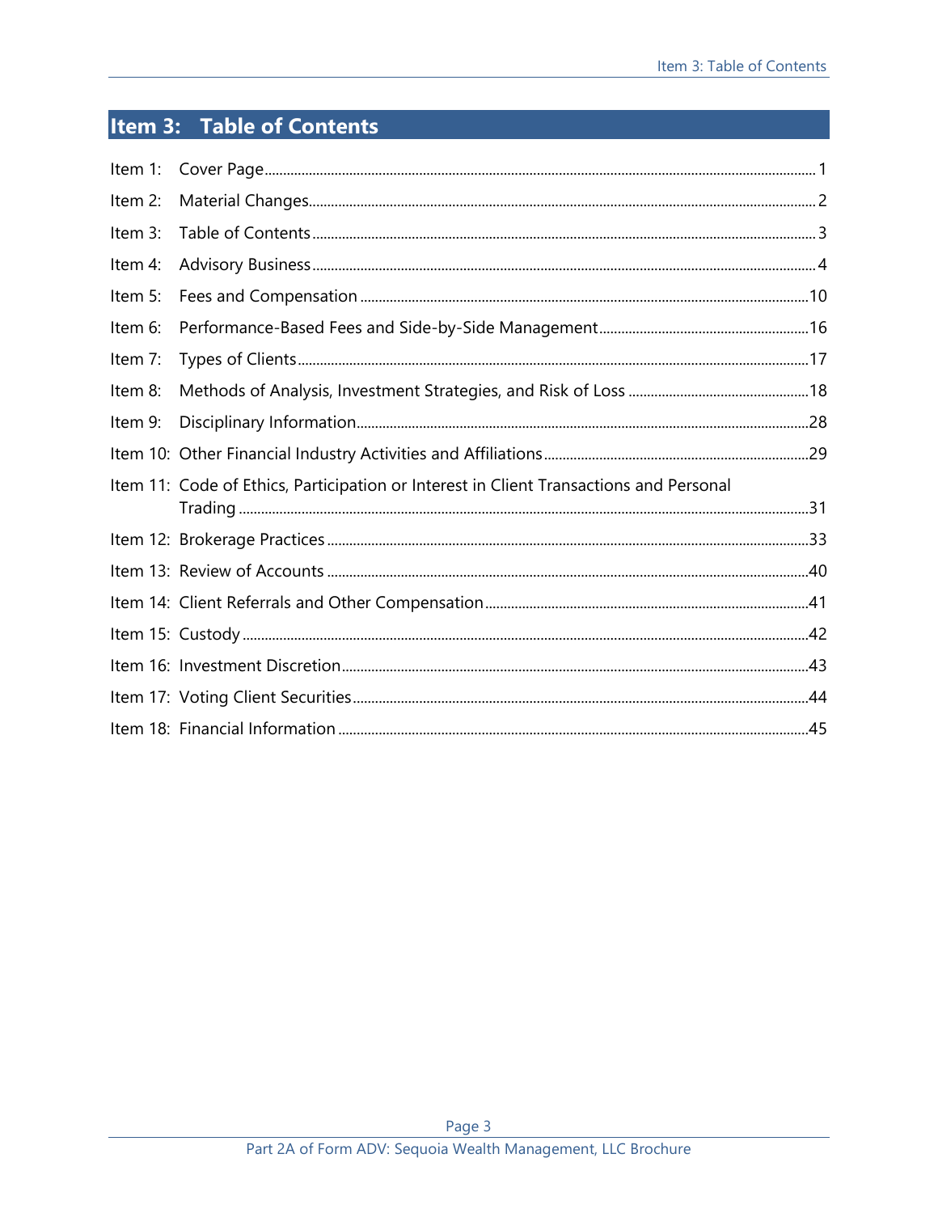# Item 3: Table of Contents

| | | |
|---|---|---|
| Item 1: | Cover Page | 1 |
| Item 2: | Material Changes | 2 |
| Item 3: | Table of Contents | 3 |
| Item 4: | Advisory Business | 4 |
| Item 5: | Fees and Compensation | 10 |
| Item 6: | Performance-Based Fees and Side-by-Side Management | 16 |
| Item 7: | Types of Clients | 17 |
| Item 8: | Methods of Analysis, Investment Strategies, and Risk of Loss | 18 |
| Item 9: | Disciplinary Information | 28 |
| Item 10: | Other Financial Industry Activities and Affiliations | 29 |
| Item 11: | Code of Ethics, Participation or Interest in Client Transactions and Personal Trading | 31 |
| Item 12: | Brokerage Practices | 33 |
| Item 13: | Review of Accounts | 40 |
| Item 14: | Client Referrals and Other Compensation | 41 |
| Item 15: | Custody | 42 |
| Item 16: | Investment Discretion | 43 |
| Item 17: | Voting Client Securities | 44 |
| Item 18: | Financial Information | 45 |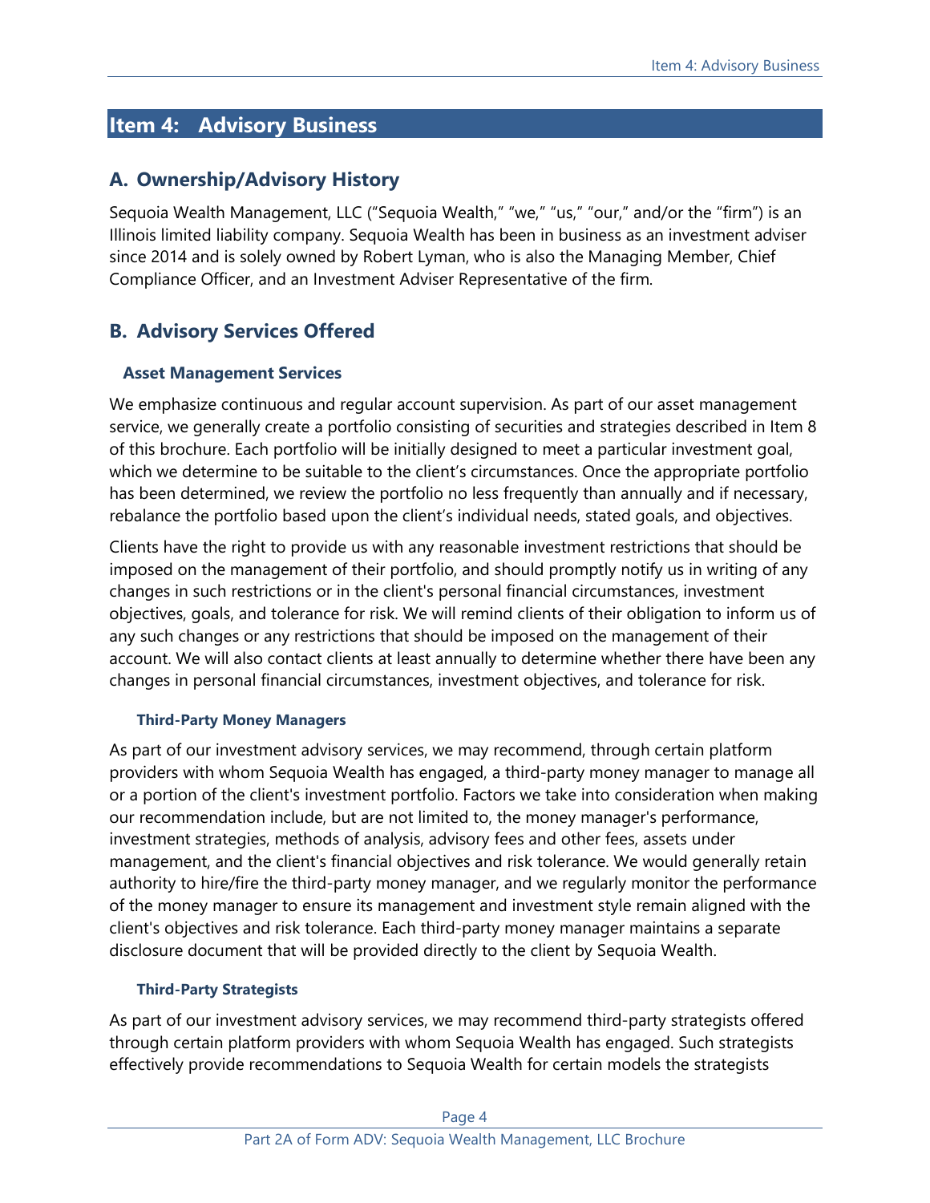# Item 4: Advisory Business

## A. Ownership/Advisory History

Sequoia Wealth Management, LLC ("Sequoia Wealth," "we," "us," "our," and/or the "firm") is an Illinois limited liability company. Sequoia Wealth has been in business as an investment adviser since 2014 and is solely owned by Robert Lyman, who is also the Managing Member, Chief Compliance Officer, and an Investment Adviser Representative of the firm.

## B. Advisory Services Offered

### Asset Management Services

We emphasize continuous and regular account supervision. As part of our asset management service, we generally create a portfolio consisting of securities and strategies described in Item 8 of this brochure. Each portfolio will be initially designed to meet a particular investment goal, which we determine to be suitable to the client's circumstances. Once the appropriate portfolio has been determined, we review the portfolio no less frequently than annually and if necessary, rebalance the portfolio based upon the client's individual needs, stated goals, and objectives.

Clients have the right to provide us with any reasonable investment restrictions that should be imposed on the management of their portfolio, and should promptly notify us in writing of any changes in such restrictions or in the client's personal financial circumstances, investment objectives, goals, and tolerance for risk. We will remind clients of their obligation to inform us of any such changes or any restrictions that should be imposed on the management of their account. We will also contact clients at least annually to determine whether there have been any changes in personal financial circumstances, investment objectives, and tolerance for risk.

#### Third-Party Money Managers

As part of our investment advisory services, we may recommend, through certain platform providers with whom Sequoia Wealth has engaged, a third-party money manager to manage all or a portion of the client's investment portfolio. Factors we take into consideration when making our recommendation include, but are not limited to, the money manager's performance, investment strategies, methods of analysis, advisory fees and other fees, assets under management, and the client's financial objectives and risk tolerance. We would generally retain authority to hire/fire the third-party money manager, and we regularly monitor the performance of the money manager to ensure its management and investment style remain aligned with the client's objectives and risk tolerance. Each third-party money manager maintains a separate disclosure document that will be provided directly to the client by Sequoia Wealth.

#### Third-Party Strategists

As part of our investment advisory services, we may recommend third-party strategists offered through certain platform providers with whom Sequoia Wealth has engaged. Such strategists effectively provide recommendations to Sequoia Wealth for certain models the strategists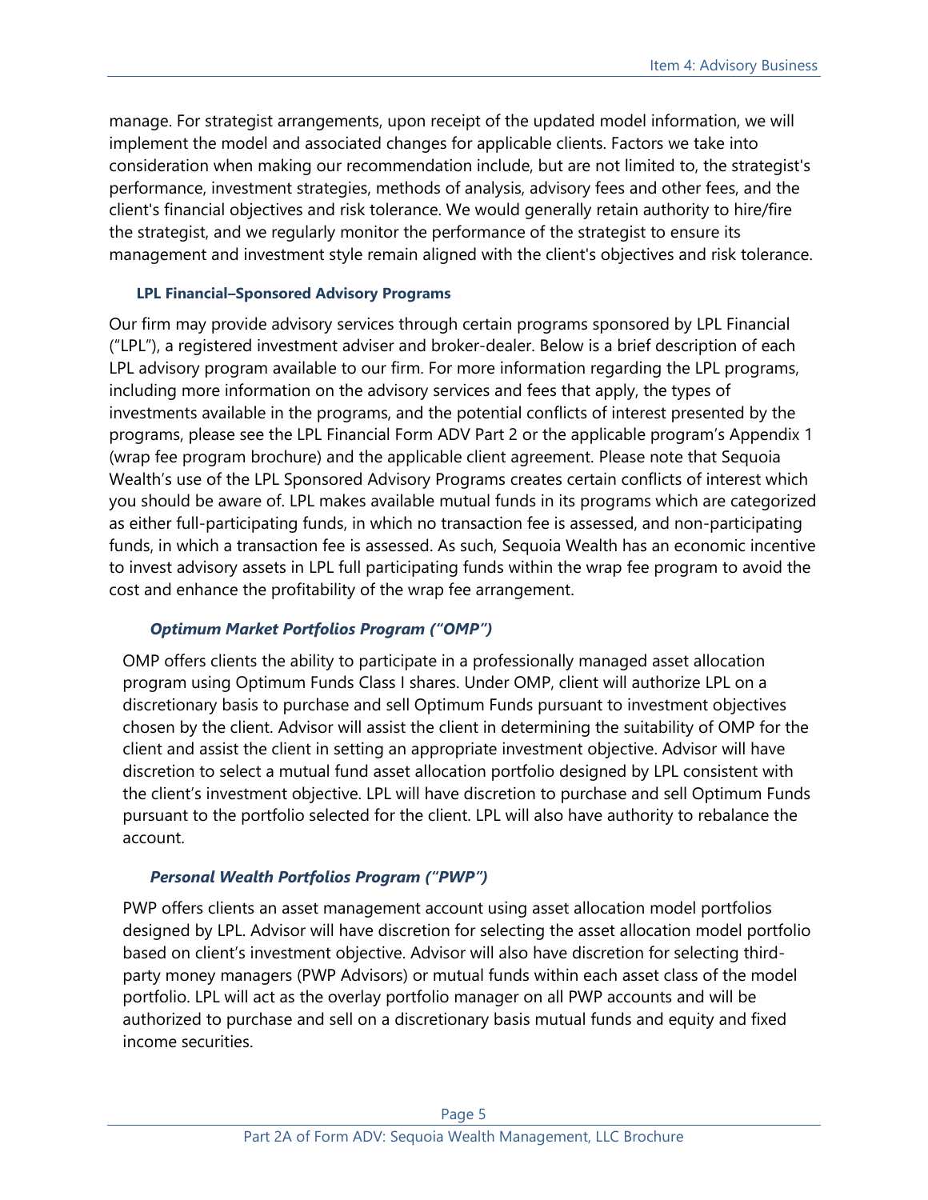manage. For strategist arrangements, upon receipt of the updated model information, we will implement the model and associated changes for applicable clients. Factors we take into consideration when making our recommendation include, but are not limited to, the strategist's performance, investment strategies, methods of analysis, advisory fees and other fees, and the client's financial objectives and risk tolerance. We would generally retain authority to hire/fire the strategist, and we regularly monitor the performance of the strategist to ensure its management and investment style remain aligned with the client's objectives and risk tolerance.

#### LPL Financial–Sponsored Advisory Programs

Our firm may provide advisory services through certain programs sponsored by LPL Financial ("LPL"), a registered investment adviser and broker-dealer. Below is a brief description of each LPL advisory program available to our firm. For more information regarding the LPL programs, including more information on the advisory services and fees that apply, the types of investments available in the programs, and the potential conflicts of interest presented by the programs, please see the LPL Financial Form ADV Part 2 or the applicable program's Appendix 1 (wrap fee program brochure) and the applicable client agreement. Please note that Sequoia Wealth's use of the LPL Sponsored Advisory Programs creates certain conflicts of interest which you should be aware of. LPL makes available mutual funds in its programs which are categorized as either full-participating funds, in which no transaction fee is assessed, and non-participating funds, in which a transaction fee is assessed. As such, Sequoia Wealth has an economic incentive to invest advisory assets in LPL full participating funds within the wrap fee program to avoid the cost and enhance the profitability of the wrap fee arrangement.

##### *Optimum Market Portfolios Program ("OMP")*

OMP offers clients the ability to participate in a professionally managed asset allocation program using Optimum Funds Class I shares. Under OMP, client will authorize LPL on a discretionary basis to purchase and sell Optimum Funds pursuant to investment objectives chosen by the client. Advisor will assist the client in determining the suitability of OMP for the client and assist the client in setting an appropriate investment objective. Advisor will have discretion to select a mutual fund asset allocation portfolio designed by LPL consistent with the client's investment objective. LPL will have discretion to purchase and sell Optimum Funds pursuant to the portfolio selected for the client. LPL will also have authority to rebalance the account.

##### *Personal Wealth Portfolios Program ("PWP")*

PWP offers clients an asset management account using asset allocation model portfolios designed by LPL. Advisor will have discretion for selecting the asset allocation model portfolio based on client's investment objective. Advisor will also have discretion for selecting third-party money managers (PWP Advisors) or mutual funds within each asset class of the model portfolio. LPL will act as the overlay portfolio manager on all PWP accounts and will be authorized to purchase and sell on a discretionary basis mutual funds and equity and fixed income securities.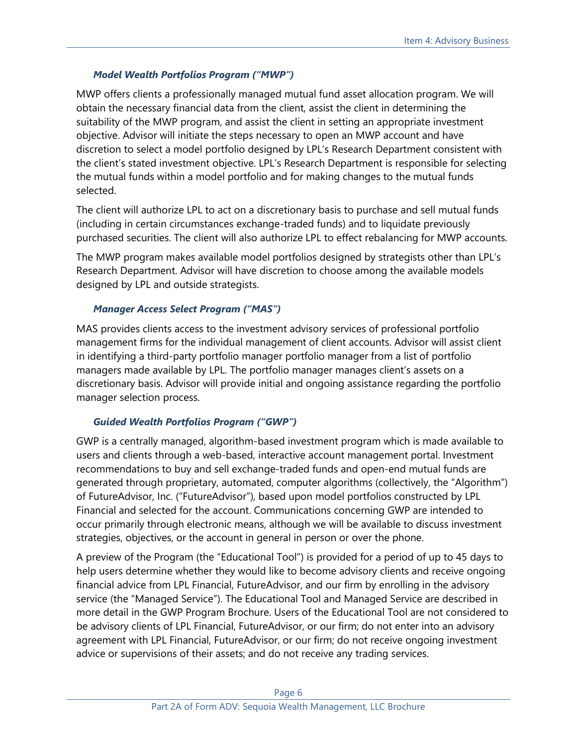### *Model Wealth Portfolios Program ("MWP")*

MWP offers clients a professionally managed mutual fund asset allocation program. We will obtain the necessary financial data from the client, assist the client in determining the suitability of the MWP program, and assist the client in setting an appropriate investment objective. Advisor will initiate the steps necessary to open an MWP account and have discretion to select a model portfolio designed by LPL's Research Department consistent with the client's stated investment objective. LPL's Research Department is responsible for selecting the mutual funds within a model portfolio and for making changes to the mutual funds selected.

The client will authorize LPL to act on a discretionary basis to purchase and sell mutual funds (including in certain circumstances exchange-traded funds) and to liquidate previously purchased securities. The client will also authorize LPL to effect rebalancing for MWP accounts.

The MWP program makes available model portfolios designed by strategists other than LPL's Research Department. Advisor will have discretion to choose among the available models designed by LPL and outside strategists.

### *Manager Access Select Program ("MAS")*

MAS provides clients access to the investment advisory services of professional portfolio management firms for the individual management of client accounts. Advisor will assist client in identifying a third-party portfolio manager portfolio manager from a list of portfolio managers made available by LPL. The portfolio manager manages client's assets on a discretionary basis. Advisor will provide initial and ongoing assistance regarding the portfolio manager selection process.

### *Guided Wealth Portfolios Program ("GWP")*

GWP is a centrally managed, algorithm-based investment program which is made available to users and clients through a web-based, interactive account management portal. Investment recommendations to buy and sell exchange-traded funds and open-end mutual funds are generated through proprietary, automated, computer algorithms (collectively, the "Algorithm") of FutureAdvisor, Inc. ("FutureAdvisor"), based upon model portfolios constructed by LPL Financial and selected for the account. Communications concerning GWP are intended to occur primarily through electronic means, although we will be available to discuss investment strategies, objectives, or the account in general in person or over the phone.

A preview of the Program (the "Educational Tool") is provided for a period of up to 45 days to help users determine whether they would like to become advisory clients and receive ongoing financial advice from LPL Financial, FutureAdvisor, and our firm by enrolling in the advisory service (the "Managed Service"). The Educational Tool and Managed Service are described in more detail in the GWP Program Brochure. Users of the Educational Tool are not considered to be advisory clients of LPL Financial, FutureAdvisor, or our firm; do not enter into an advisory agreement with LPL Financial, FutureAdvisor, or our firm; do not receive ongoing investment advice or supervisions of their assets; and do not receive any trading services.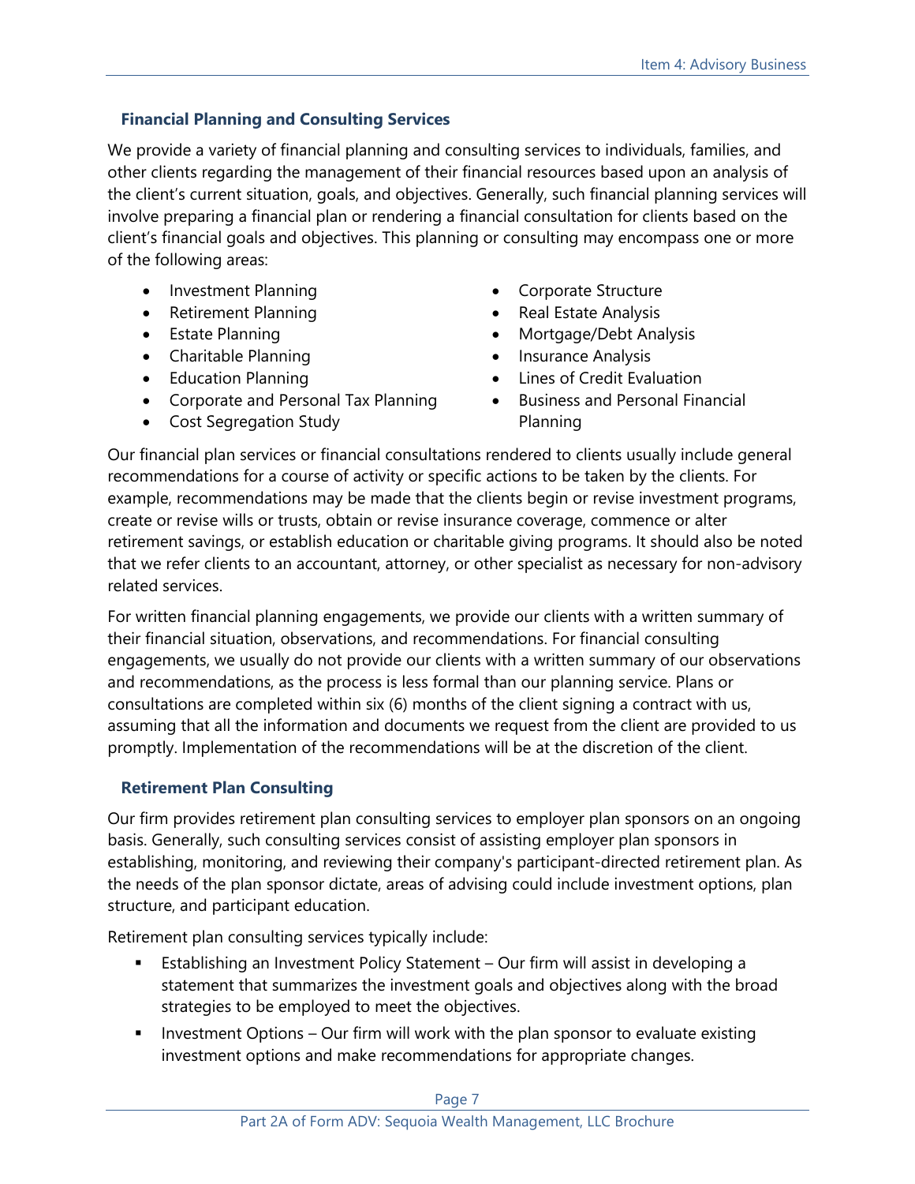### Financial Planning and Consulting Services

We provide a variety of financial planning and consulting services to individuals, families, and other clients regarding the management of their financial resources based upon an analysis of the client's current situation, goals, and objectives. Generally, such financial planning services will involve preparing a financial plan or rendering a financial consultation for clients based on the client's financial goals and objectives. This planning or consulting may encompass one or more of the following areas:

- Investment Planning
- Retirement Planning
- Estate Planning
- Charitable Planning
- Education Planning
- Corporate and Personal Tax Planning
- Cost Segregation Study
- Corporate Structure
- Real Estate Analysis
- Mortgage/Debt Analysis
- Insurance Analysis
- Lines of Credit Evaluation
- Business and Personal Financial Planning

Our financial plan services or financial consultations rendered to clients usually include general recommendations for a course of activity or specific actions to be taken by the clients. For example, recommendations may be made that the clients begin or revise investment programs, create or revise wills or trusts, obtain or revise insurance coverage, commence or alter retirement savings, or establish education or charitable giving programs. It should also be noted that we refer clients to an accountant, attorney, or other specialist as necessary for non-advisory related services.

For written financial planning engagements, we provide our clients with a written summary of their financial situation, observations, and recommendations. For financial consulting engagements, we usually do not provide our clients with a written summary of our observations and recommendations, as the process is less formal than our planning service. Plans or consultations are completed within six (6) months of the client signing a contract with us, assuming that all the information and documents we request from the client are provided to us promptly. Implementation of the recommendations will be at the discretion of the client.

### Retirement Plan Consulting

Our firm provides retirement plan consulting services to employer plan sponsors on an ongoing basis. Generally, such consulting services consist of assisting employer plan sponsors in establishing, monitoring, and reviewing their company's participant-directed retirement plan. As the needs of the plan sponsor dictate, areas of advising could include investment options, plan structure, and participant education.

Retirement plan consulting services typically include:

- Establishing an Investment Policy Statement – Our firm will assist in developing a statement that summarizes the investment goals and objectives along with the broad strategies to be employed to meet the objectives.
- Investment Options – Our firm will work with the plan sponsor to evaluate existing investment options and make recommendations for appropriate changes.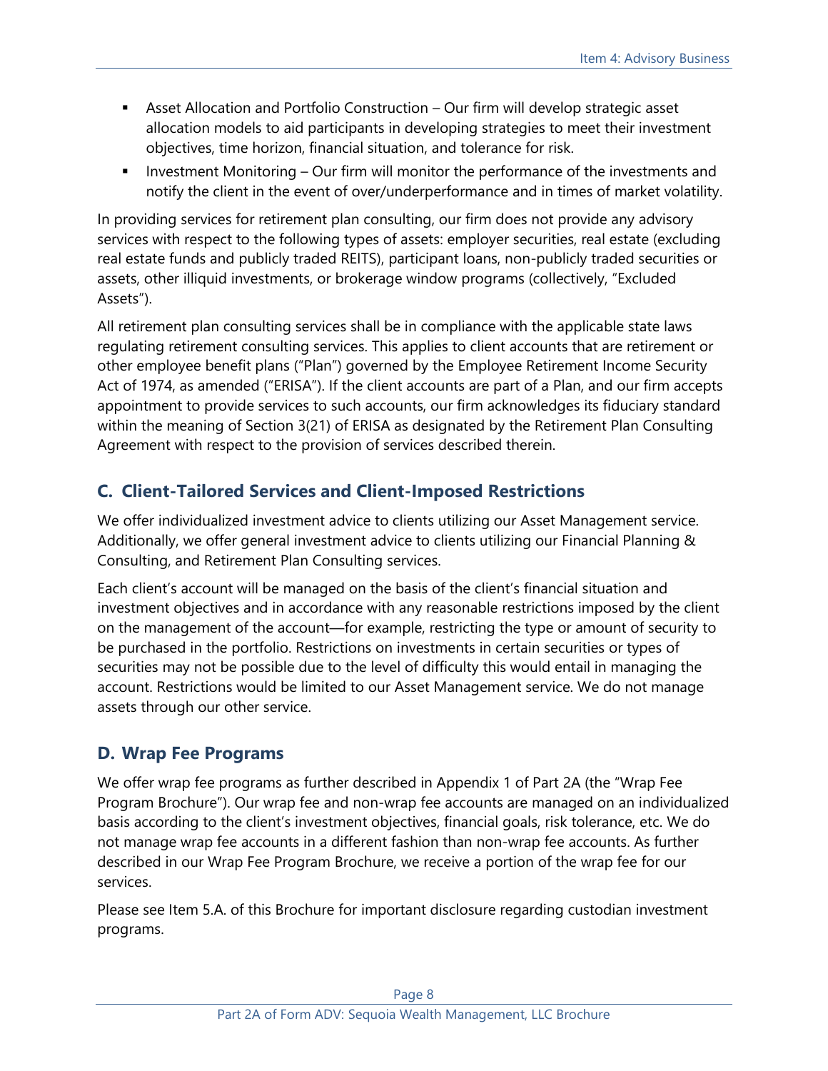- Asset Allocation and Portfolio Construction – Our firm will develop strategic asset allocation models to aid participants in developing strategies to meet their investment objectives, time horizon, financial situation, and tolerance for risk.
- Investment Monitoring – Our firm will monitor the performance of the investments and notify the client in the event of over/underperformance and in times of market volatility.

In providing services for retirement plan consulting, our firm does not provide any advisory services with respect to the following types of assets: employer securities, real estate (excluding real estate funds and publicly traded REITS), participant loans, non-publicly traded securities or assets, other illiquid investments, or brokerage window programs (collectively, "Excluded Assets").

All retirement plan consulting services shall be in compliance with the applicable state laws regulating retirement consulting services. This applies to client accounts that are retirement or other employee benefit plans ("Plan") governed by the Employee Retirement Income Security Act of 1974, as amended ("ERISA"). If the client accounts are part of a Plan, and our firm accepts appointment to provide services to such accounts, our firm acknowledges its fiduciary standard within the meaning of Section 3(21) of ERISA as designated by the Retirement Plan Consulting Agreement with respect to the provision of services described therein.

## C. Client-Tailored Services and Client-Imposed Restrictions

We offer individualized investment advice to clients utilizing our Asset Management service. Additionally, we offer general investment advice to clients utilizing our Financial Planning & Consulting, and Retirement Plan Consulting services.

Each client's account will be managed on the basis of the client's financial situation and investment objectives and in accordance with any reasonable restrictions imposed by the client on the management of the account—for example, restricting the type or amount of security to be purchased in the portfolio. Restrictions on investments in certain securities or types of securities may not be possible due to the level of difficulty this would entail in managing the account. Restrictions would be limited to our Asset Management service. We do not manage assets through our other service.

## D. Wrap Fee Programs

We offer wrap fee programs as further described in Appendix 1 of Part 2A (the "Wrap Fee Program Brochure"). Our wrap fee and non-wrap fee accounts are managed on an individualized basis according to the client's investment objectives, financial goals, risk tolerance, etc. We do not manage wrap fee accounts in a different fashion than non-wrap fee accounts. As further described in our Wrap Fee Program Brochure, we receive a portion of the wrap fee for our services.

Please see Item 5.A. of this Brochure for important disclosure regarding custodian investment programs.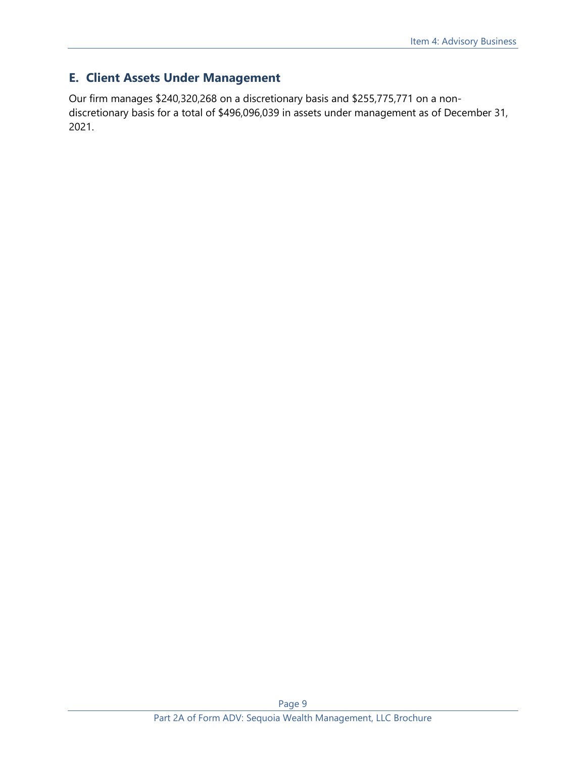## E. Client Assets Under Management

Our firm manages $240,320,268 on a discretionary basis and $255,775,771 on a non-discretionary basis for a total of $496,096,039 in assets under management as of December 31, 2021.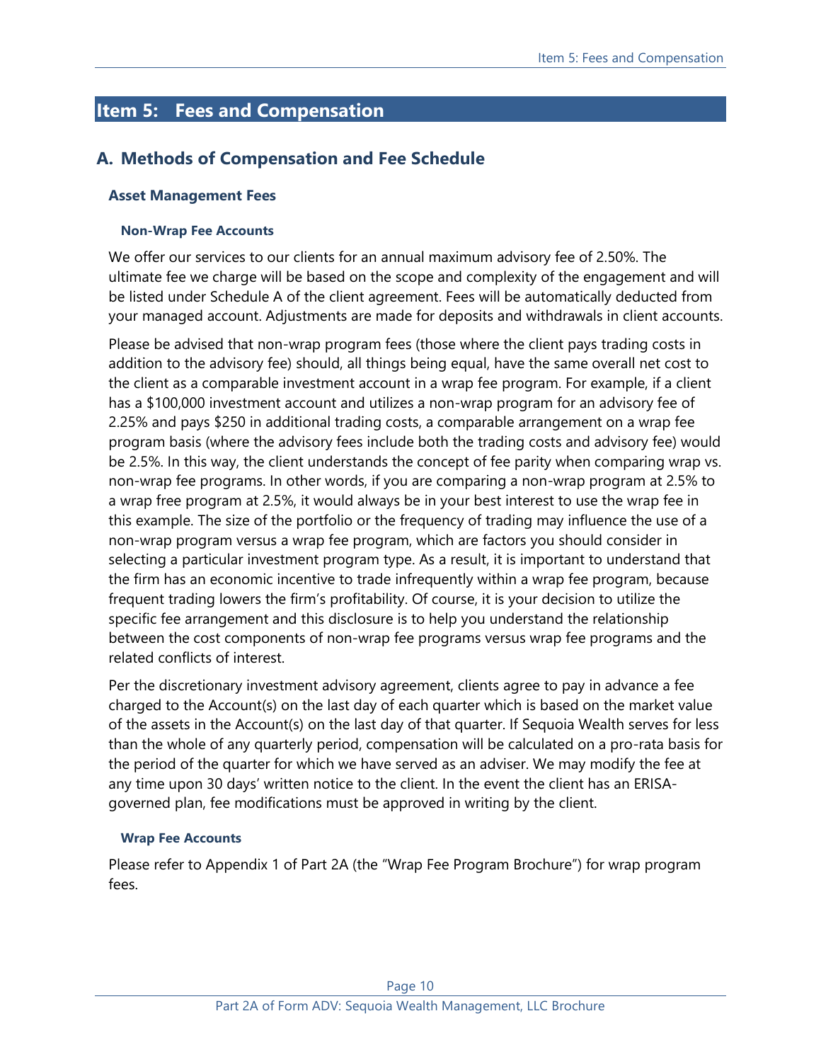# Item 5: Fees and Compensation

## A. Methods of Compensation and Fee Schedule

### Asset Management Fees

#### Non-Wrap Fee Accounts

We offer our services to our clients for an annual maximum advisory fee of 2.50%. The ultimate fee we charge will be based on the scope and complexity of the engagement and will be listed under Schedule A of the client agreement. Fees will be automatically deducted from your managed account. Adjustments are made for deposits and withdrawals in client accounts.

Please be advised that non-wrap program fees (those where the client pays trading costs in addition to the advisory fee) should, all things being equal, have the same overall net cost to the client as a comparable investment account in a wrap fee program. For example, if a client has a $100,000 investment account and utilizes a non-wrap program for an advisory fee of 2.25% and pays $250 in additional trading costs, a comparable arrangement on a wrap fee program basis (where the advisory fees include both the trading costs and advisory fee) would be 2.5%. In this way, the client understands the concept of fee parity when comparing wrap vs. non-wrap fee programs. In other words, if you are comparing a non-wrap program at 2.5% to a wrap free program at 2.5%, it would always be in your best interest to use the wrap fee in this example. The size of the portfolio or the frequency of trading may influence the use of a non-wrap program versus a wrap fee program, which are factors you should consider in selecting a particular investment program type. As a result, it is important to understand that the firm has an economic incentive to trade infrequently within a wrap fee program, because frequent trading lowers the firm's profitability. Of course, it is your decision to utilize the specific fee arrangement and this disclosure is to help you understand the relationship between the cost components of non-wrap fee programs versus wrap fee programs and the related conflicts of interest.

Per the discretionary investment advisory agreement, clients agree to pay in advance a fee charged to the Account(s) on the last day of each quarter which is based on the market value of the assets in the Account(s) on the last day of that quarter. If Sequoia Wealth serves for less than the whole of any quarterly period, compensation will be calculated on a pro-rata basis for the period of the quarter for which we have served as an adviser. We may modify the fee at any time upon 30 days' written notice to the client. In the event the client has an ERISA-governed plan, fee modifications must be approved in writing by the client.

#### Wrap Fee Accounts

Please refer to Appendix 1 of Part 2A (the "Wrap Fee Program Brochure") for wrap program fees.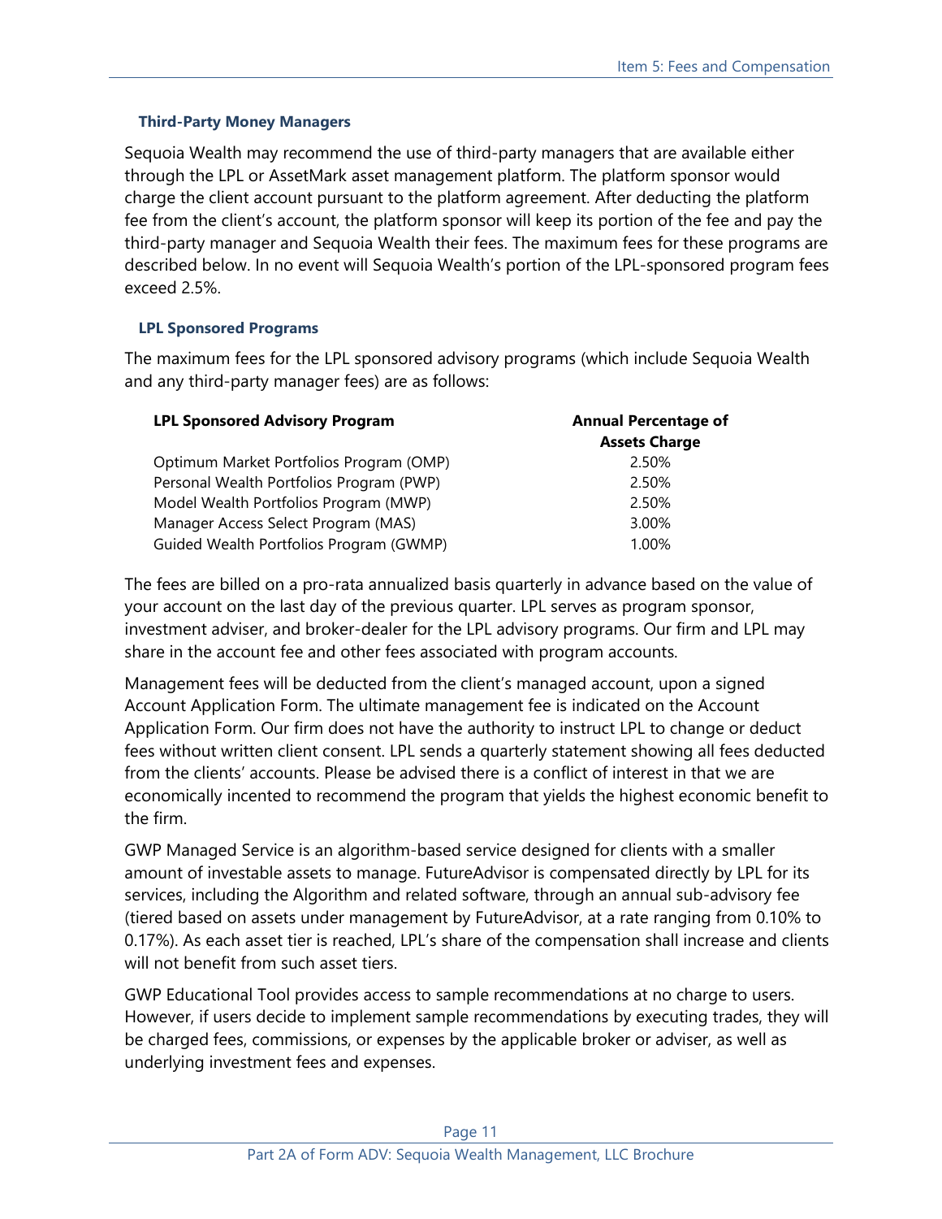### Third-Party Money Managers

Sequoia Wealth may recommend the use of third-party managers that are available either through the LPL or AssetMark asset management platform. The platform sponsor would charge the client account pursuant to the platform agreement. After deducting the platform fee from the client's account, the platform sponsor will keep its portion of the fee and pay the third-party manager and Sequoia Wealth their fees. The maximum fees for these programs are described below. In no event will Sequoia Wealth's portion of the LPL-sponsored program fees exceed 2.5%.

### LPL Sponsored Programs

The maximum fees for the LPL sponsored advisory programs (which include Sequoia Wealth and any third-party manager fees) are as follows:

| LPL Sponsored Advisory Program | Annual Percentage of Assets Charge |
|---|---|
| Optimum Market Portfolios Program (OMP) | 2.50% |
| Personal Wealth Portfolios Program (PWP) | 2.50% |
| Model Wealth Portfolios Program (MWP) | 2.50% |
| Manager Access Select Program (MAS) | 3.00% |
| Guided Wealth Portfolios Program (GWMP) | 1.00% |

The fees are billed on a pro-rata annualized basis quarterly in advance based on the value of your account on the last day of the previous quarter. LPL serves as program sponsor, investment adviser, and broker-dealer for the LPL advisory programs. Our firm and LPL may share in the account fee and other fees associated with program accounts.

Management fees will be deducted from the client's managed account, upon a signed Account Application Form. The ultimate management fee is indicated on the Account Application Form. Our firm does not have the authority to instruct LPL to change or deduct fees without written client consent. LPL sends a quarterly statement showing all fees deducted from the clients' accounts. Please be advised there is a conflict of interest in that we are economically incented to recommend the program that yields the highest economic benefit to the firm.

GWP Managed Service is an algorithm-based service designed for clients with a smaller amount of investable assets to manage. FutureAdvisor is compensated directly by LPL for its services, including the Algorithm and related software, through an annual sub-advisory fee (tiered based on assets under management by FutureAdvisor, at a rate ranging from 0.10% to 0.17%). As each asset tier is reached, LPL's share of the compensation shall increase and clients will not benefit from such asset tiers.

GWP Educational Tool provides access to sample recommendations at no charge to users. However, if users decide to implement sample recommendations by executing trades, they will be charged fees, commissions, or expenses by the applicable broker or adviser, as well as underlying investment fees and expenses.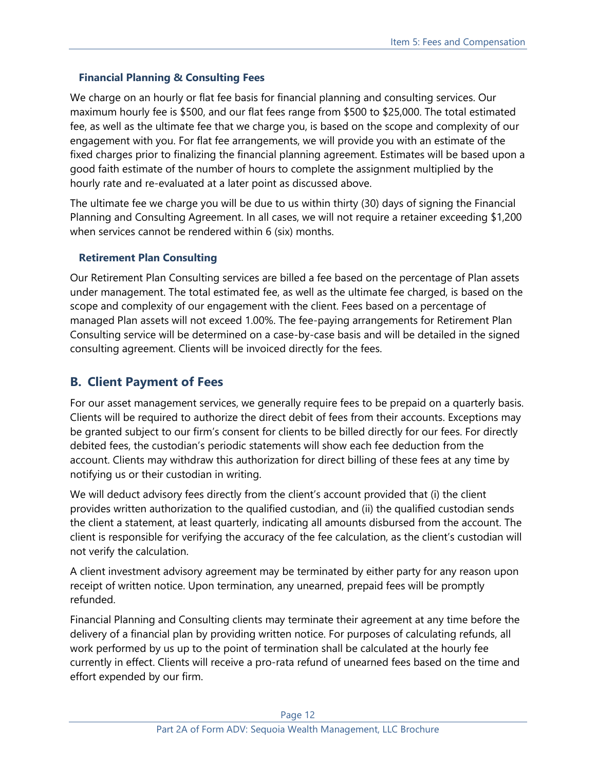### Financial Planning & Consulting Fees

We charge on an hourly or flat fee basis for financial planning and consulting services. Our maximum hourly fee is $500, and our flat fees range from $500 to $25,000. The total estimated fee, as well as the ultimate fee that we charge you, is based on the scope and complexity of our engagement with you. For flat fee arrangements, we will provide you with an estimate of the fixed charges prior to finalizing the financial planning agreement. Estimates will be based upon a good faith estimate of the number of hours to complete the assignment multiplied by the hourly rate and re-evaluated at a later point as discussed above.

The ultimate fee we charge you will be due to us within thirty (30) days of signing the Financial Planning and Consulting Agreement. In all cases, we will not require a retainer exceeding $1,200 when services cannot be rendered within 6 (six) months.

### Retirement Plan Consulting

Our Retirement Plan Consulting services are billed a fee based on the percentage of Plan assets under management. The total estimated fee, as well as the ultimate fee charged, is based on the scope and complexity of our engagement with the client. Fees based on a percentage of managed Plan assets will not exceed 1.00%. The fee-paying arrangements for Retirement Plan Consulting service will be determined on a case-by-case basis and will be detailed in the signed consulting agreement. Clients will be invoiced directly for the fees.

## B. Client Payment of Fees

For our asset management services, we generally require fees to be prepaid on a quarterly basis. Clients will be required to authorize the direct debit of fees from their accounts. Exceptions may be granted subject to our firm's consent for clients to be billed directly for our fees. For directly debited fees, the custodian's periodic statements will show each fee deduction from the account. Clients may withdraw this authorization for direct billing of these fees at any time by notifying us or their custodian in writing.

We will deduct advisory fees directly from the client's account provided that (i) the client provides written authorization to the qualified custodian, and (ii) the qualified custodian sends the client a statement, at least quarterly, indicating all amounts disbursed from the account. The client is responsible for verifying the accuracy of the fee calculation, as the client's custodian will not verify the calculation.

A client investment advisory agreement may be terminated by either party for any reason upon receipt of written notice. Upon termination, any unearned, prepaid fees will be promptly refunded.

Financial Planning and Consulting clients may terminate their agreement at any time before the delivery of a financial plan by providing written notice. For purposes of calculating refunds, all work performed by us up to the point of termination shall be calculated at the hourly fee currently in effect. Clients will receive a pro-rata refund of unearned fees based on the time and effort expended by our firm.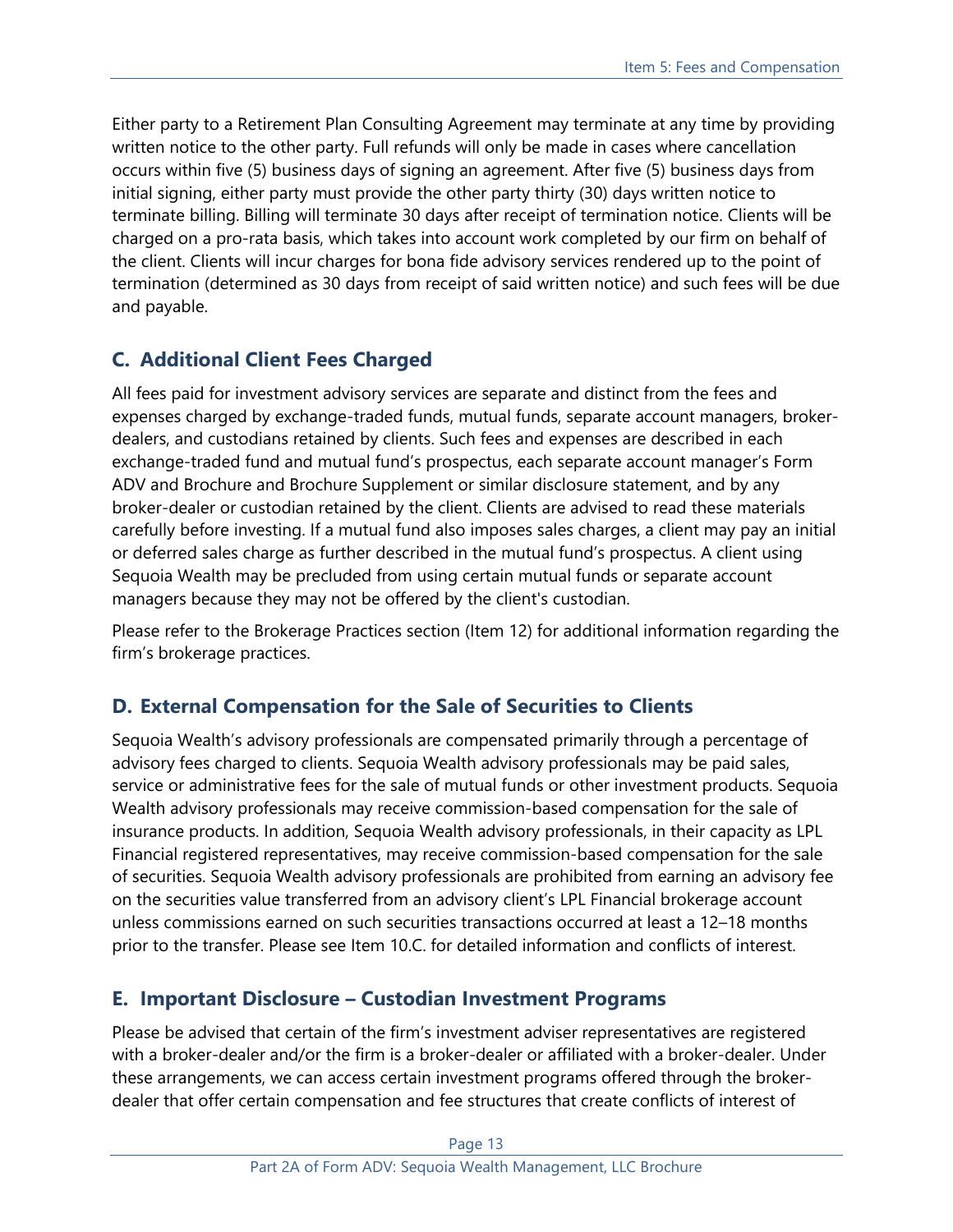Either party to a Retirement Plan Consulting Agreement may terminate at any time by providing written notice to the other party. Full refunds will only be made in cases where cancellation occurs within five (5) business days of signing an agreement. After five (5) business days from initial signing, either party must provide the other party thirty (30) days written notice to terminate billing. Billing will terminate 30 days after receipt of termination notice. Clients will be charged on a pro-rata basis, which takes into account work completed by our firm on behalf of the client. Clients will incur charges for bona fide advisory services rendered up to the point of termination (determined as 30 days from receipt of said written notice) and such fees will be due and payable.

## C. Additional Client Fees Charged

All fees paid for investment advisory services are separate and distinct from the fees and expenses charged by exchange-traded funds, mutual funds, separate account managers, broker-dealers, and custodians retained by clients. Such fees and expenses are described in each exchange-traded fund and mutual fund's prospectus, each separate account manager's Form ADV and Brochure and Brochure Supplement or similar disclosure statement, and by any broker-dealer or custodian retained by the client. Clients are advised to read these materials carefully before investing. If a mutual fund also imposes sales charges, a client may pay an initial or deferred sales charge as further described in the mutual fund's prospectus. A client using Sequoia Wealth may be precluded from using certain mutual funds or separate account managers because they may not be offered by the client's custodian.

Please refer to the Brokerage Practices section (Item 12) for additional information regarding the firm's brokerage practices.

## D. External Compensation for the Sale of Securities to Clients

Sequoia Wealth's advisory professionals are compensated primarily through a percentage of advisory fees charged to clients. Sequoia Wealth advisory professionals may be paid sales, service or administrative fees for the sale of mutual funds or other investment products. Sequoia Wealth advisory professionals may receive commission-based compensation for the sale of insurance products. In addition, Sequoia Wealth advisory professionals, in their capacity as LPL Financial registered representatives, may receive commission-based compensation for the sale of securities. Sequoia Wealth advisory professionals are prohibited from earning an advisory fee on the securities value transferred from an advisory client's LPL Financial brokerage account unless commissions earned on such securities transactions occurred at least a 12–18 months prior to the transfer. Please see Item 10.C. for detailed information and conflicts of interest.

## E. Important Disclosure – Custodian Investment Programs

Please be advised that certain of the firm's investment adviser representatives are registered with a broker-dealer and/or the firm is a broker-dealer or affiliated with a broker-dealer. Under these arrangements, we can access certain investment programs offered through the broker-dealer that offer certain compensation and fee structures that create conflicts of interest of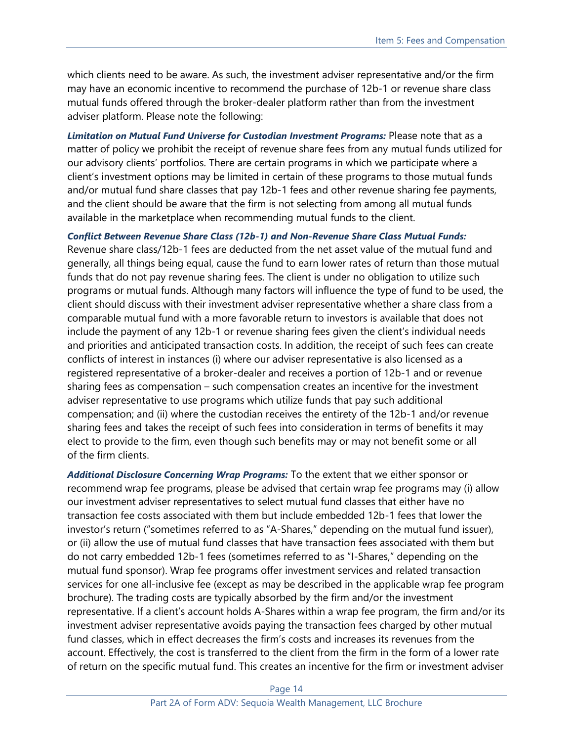which clients need to be aware. As such, the investment adviser representative and/or the firm may have an economic incentive to recommend the purchase of 12b-1 or revenue share class mutual funds offered through the broker-dealer platform rather than from the investment adviser platform. Please note the following:

***Limitation on Mutual Fund Universe for Custodian Investment Programs:*** Please note that as a matter of policy we prohibit the receipt of revenue share fees from any mutual funds utilized for our advisory clients' portfolios. There are certain programs in which we participate where a client's investment options may be limited in certain of these programs to those mutual funds and/or mutual fund share classes that pay 12b-1 fees and other revenue sharing fee payments, and the client should be aware that the firm is not selecting from among all mutual funds available in the marketplace when recommending mutual funds to the client.

***Conflict Between Revenue Share Class (12b-1) and Non-Revenue Share Class Mutual Funds:*** Revenue share class/12b-1 fees are deducted from the net asset value of the mutual fund and generally, all things being equal, cause the fund to earn lower rates of return than those mutual funds that do not pay revenue sharing fees. The client is under no obligation to utilize such programs or mutual funds. Although many factors will influence the type of fund to be used, the client should discuss with their investment adviser representative whether a share class from a comparable mutual fund with a more favorable return to investors is available that does not include the payment of any 12b-1 or revenue sharing fees given the client's individual needs and priorities and anticipated transaction costs. In addition, the receipt of such fees can create conflicts of interest in instances (i) where our adviser representative is also licensed as a registered representative of a broker-dealer and receives a portion of 12b-1 and or revenue sharing fees as compensation – such compensation creates an incentive for the investment adviser representative to use programs which utilize funds that pay such additional compensation; and (ii) where the custodian receives the entirety of the 12b-1 and/or revenue sharing fees and takes the receipt of such fees into consideration in terms of benefits it may elect to provide to the firm, even though such benefits may or may not benefit some or all of the firm clients.

***Additional Disclosure Concerning Wrap Programs:*** To the extent that we either sponsor or recommend wrap fee programs, please be advised that certain wrap fee programs may (i) allow our investment adviser representatives to select mutual fund classes that either have no transaction fee costs associated with them but include embedded 12b-1 fees that lower the investor's return ("sometimes referred to as "A-Shares," depending on the mutual fund issuer), or (ii) allow the use of mutual fund classes that have transaction fees associated with them but do not carry embedded 12b-1 fees (sometimes referred to as "I-Shares," depending on the mutual fund sponsor). Wrap fee programs offer investment services and related transaction services for one all-inclusive fee (except as may be described in the applicable wrap fee program brochure). The trading costs are typically absorbed by the firm and/or the investment representative. If a client's account holds A-Shares within a wrap fee program, the firm and/or its investment adviser representative avoids paying the transaction fees charged by other mutual fund classes, which in effect decreases the firm's costs and increases its revenues from the account. Effectively, the cost is transferred to the client from the firm in the form of a lower rate of return on the specific mutual fund. This creates an incentive for the firm or investment adviser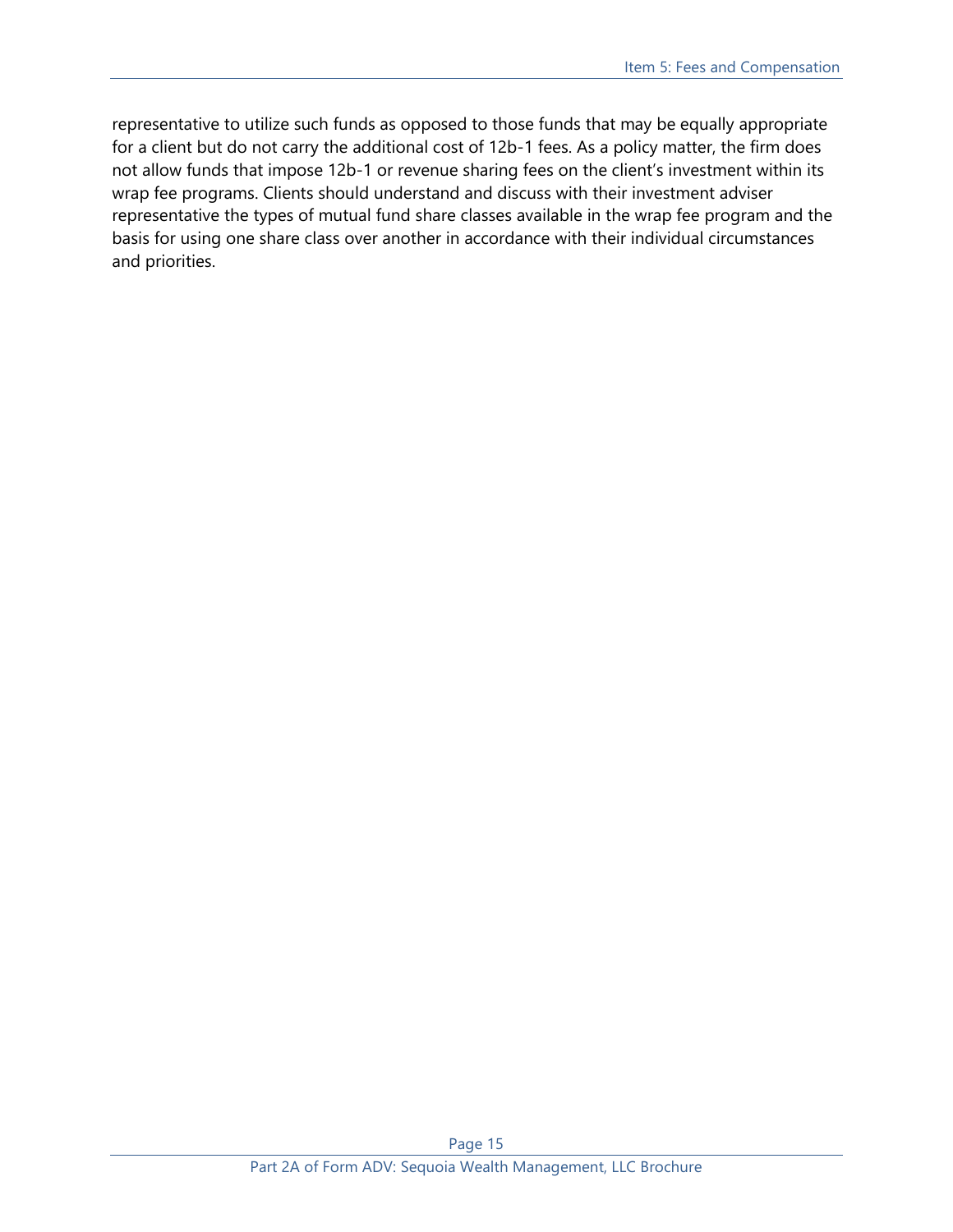representative to utilize such funds as opposed to those funds that may be equally appropriate for a client but do not carry the additional cost of 12b-1 fees. As a policy matter, the firm does not allow funds that impose 12b-1 or revenue sharing fees on the client's investment within its wrap fee programs. Clients should understand and discuss with their investment adviser representative the types of mutual fund share classes available in the wrap fee program and the basis for using one share class over another in accordance with their individual circumstances and priorities.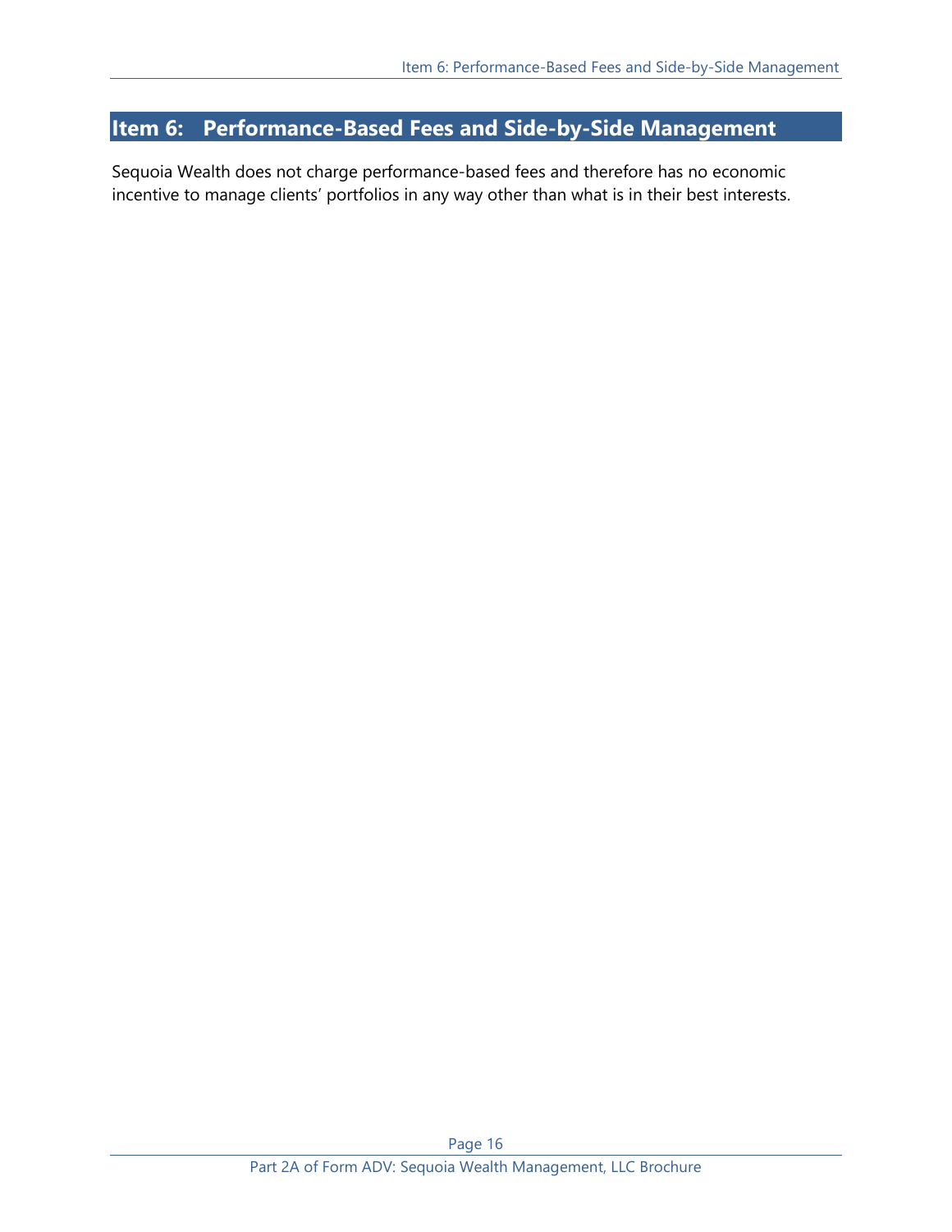## Item 6: Performance-Based Fees and Side-by-Side Management

Sequoia Wealth does not charge performance-based fees and therefore has no economic incentive to manage clients' portfolios in any way other than what is in their best interests.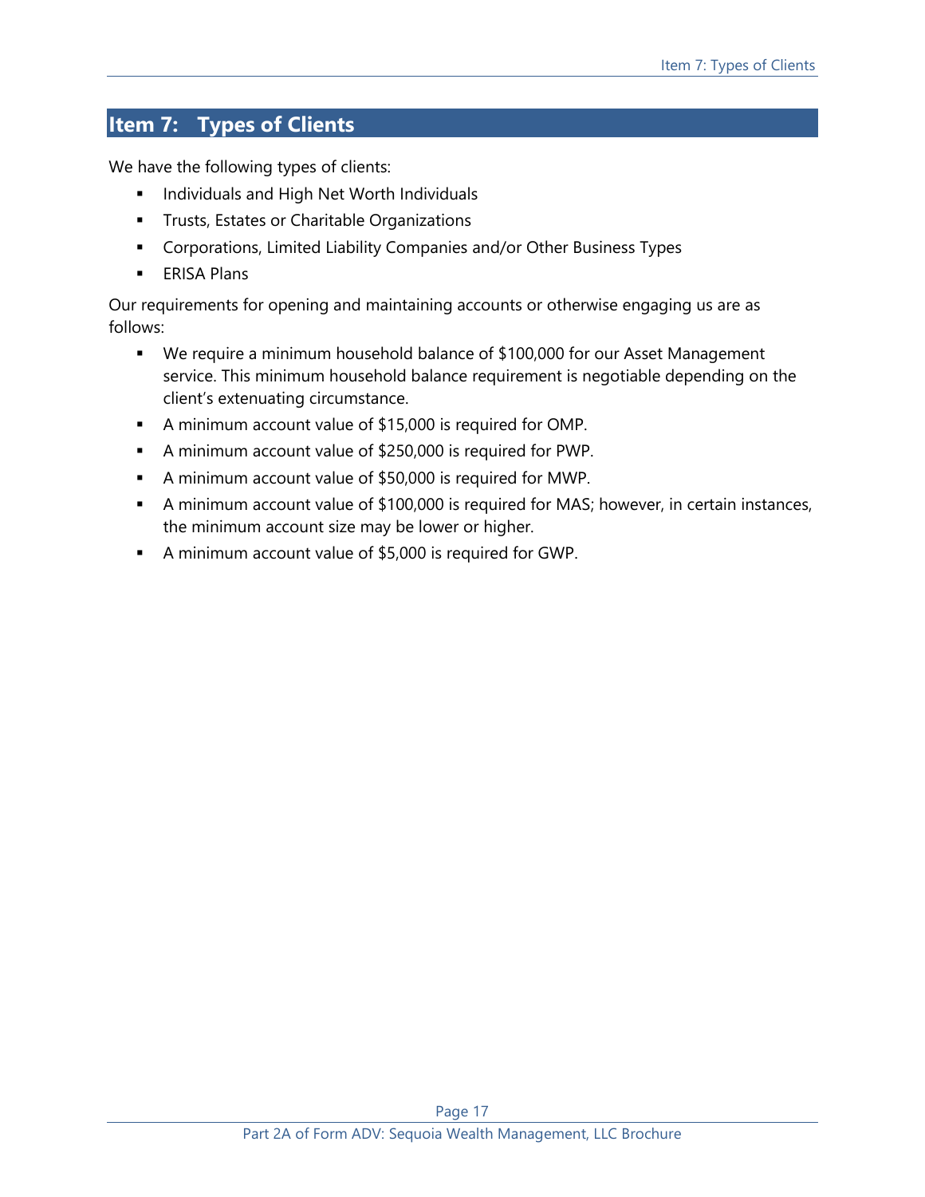## Item 7: Types of Clients

We have the following types of clients:

- Individuals and High Net Worth Individuals
- Trusts, Estates or Charitable Organizations
- Corporations, Limited Liability Companies and/or Other Business Types
- ERISA Plans

Our requirements for opening and maintaining accounts or otherwise engaging us are as follows:

- We require a minimum household balance of $100,000 for our Asset Management service. This minimum household balance requirement is negotiable depending on the client's extenuating circumstance.
- A minimum account value of $15,000 is required for OMP.
- A minimum account value of $250,000 is required for PWP.
- A minimum account value of $50,000 is required for MWP.
- A minimum account value of $100,000 is required for MAS; however, in certain instances, the minimum account size may be lower or higher.
- A minimum account value of $5,000 is required for GWP.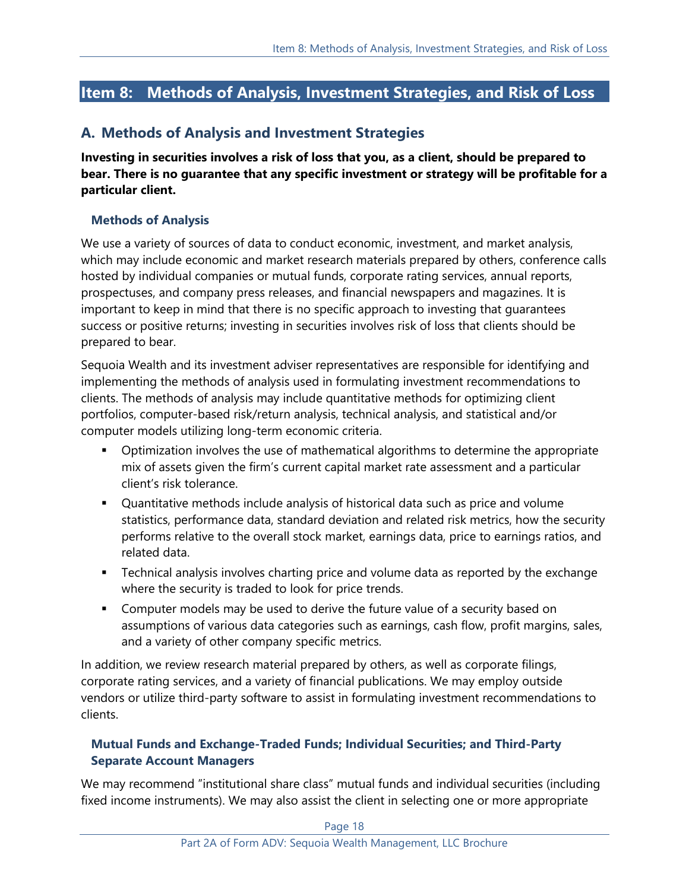## Item 8: Methods of Analysis, Investment Strategies, and Risk of Loss

### A. Methods of Analysis and Investment Strategies

**Investing in securities involves a risk of loss that you, as a client, should be prepared to bear. There is no guarantee that any specific investment or strategy will be profitable for a particular client.**

#### Methods of Analysis

We use a variety of sources of data to conduct economic, investment, and market analysis, which may include economic and market research materials prepared by others, conference calls hosted by individual companies or mutual funds, corporate rating services, annual reports, prospectuses, and company press releases, and financial newspapers and magazines. It is important to keep in mind that there is no specific approach to investing that guarantees success or positive returns; investing in securities involves risk of loss that clients should be prepared to bear.

Sequoia Wealth and its investment adviser representatives are responsible for identifying and implementing the methods of analysis used in formulating investment recommendations to clients. The methods of analysis may include quantitative methods for optimizing client portfolios, computer-based risk/return analysis, technical analysis, and statistical and/or computer models utilizing long-term economic criteria.

- Optimization involves the use of mathematical algorithms to determine the appropriate mix of assets given the firm's current capital market rate assessment and a particular client's risk tolerance.
- Quantitative methods include analysis of historical data such as price and volume statistics, performance data, standard deviation and related risk metrics, how the security performs relative to the overall stock market, earnings data, price to earnings ratios, and related data.
- Technical analysis involves charting price and volume data as reported by the exchange where the security is traded to look for price trends.
- Computer models may be used to derive the future value of a security based on assumptions of various data categories such as earnings, cash flow, profit margins, sales, and a variety of other company specific metrics.

In addition, we review research material prepared by others, as well as corporate filings, corporate rating services, and a variety of financial publications. We may employ outside vendors or utilize third-party software to assist in formulating investment recommendations to clients.

#### Mutual Funds and Exchange-Traded Funds; Individual Securities; and Third-Party Separate Account Managers

We may recommend "institutional share class" mutual funds and individual securities (including fixed income instruments). We may also assist the client in selecting one or more appropriate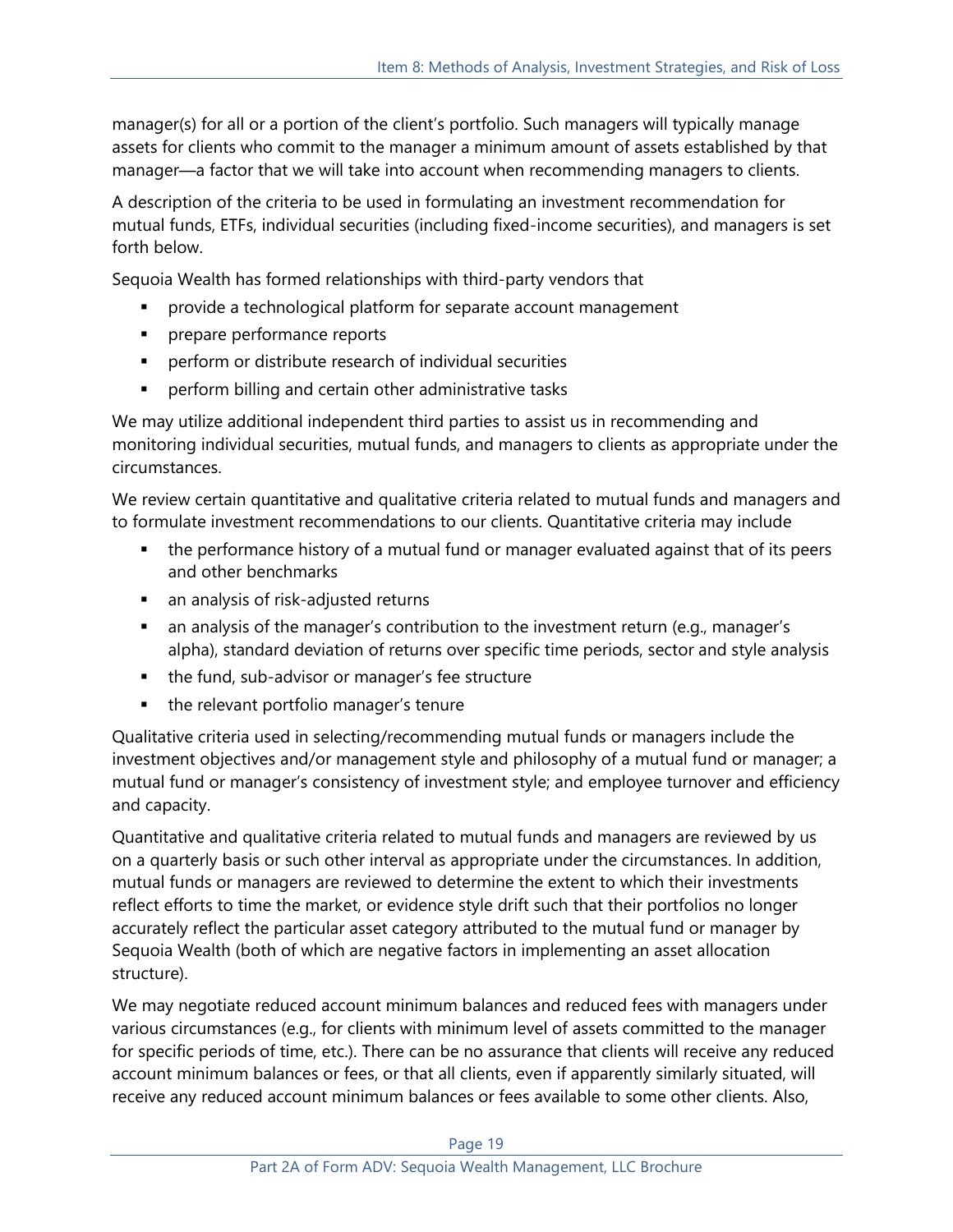manager(s) for all or a portion of the client's portfolio. Such managers will typically manage assets for clients who commit to the manager a minimum amount of assets established by that manager—a factor that we will take into account when recommending managers to clients.

A description of the criteria to be used in formulating an investment recommendation for mutual funds, ETFs, individual securities (including fixed-income securities), and managers is set forth below.

Sequoia Wealth has formed relationships with third-party vendors that

- provide a technological platform for separate account management
- prepare performance reports
- perform or distribute research of individual securities
- perform billing and certain other administrative tasks

We may utilize additional independent third parties to assist us in recommending and monitoring individual securities, mutual funds, and managers to clients as appropriate under the circumstances.

We review certain quantitative and qualitative criteria related to mutual funds and managers and to formulate investment recommendations to our clients. Quantitative criteria may include

- the performance history of a mutual fund or manager evaluated against that of its peers and other benchmarks
- an analysis of risk-adjusted returns
- an analysis of the manager's contribution to the investment return (e.g., manager's alpha), standard deviation of returns over specific time periods, sector and style analysis
- the fund, sub-advisor or manager's fee structure
- the relevant portfolio manager's tenure

Qualitative criteria used in selecting/recommending mutual funds or managers include the investment objectives and/or management style and philosophy of a mutual fund or manager; a mutual fund or manager's consistency of investment style; and employee turnover and efficiency and capacity.

Quantitative and qualitative criteria related to mutual funds and managers are reviewed by us on a quarterly basis or such other interval as appropriate under the circumstances. In addition, mutual funds or managers are reviewed to determine the extent to which their investments reflect efforts to time the market, or evidence style drift such that their portfolios no longer accurately reflect the particular asset category attributed to the mutual fund or manager by Sequoia Wealth (both of which are negative factors in implementing an asset allocation structure).

We may negotiate reduced account minimum balances and reduced fees with managers under various circumstances (e.g., for clients with minimum level of assets committed to the manager for specific periods of time, etc.). There can be no assurance that clients will receive any reduced account minimum balances or fees, or that all clients, even if apparently similarly situated, will receive any reduced account minimum balances or fees available to some other clients. Also,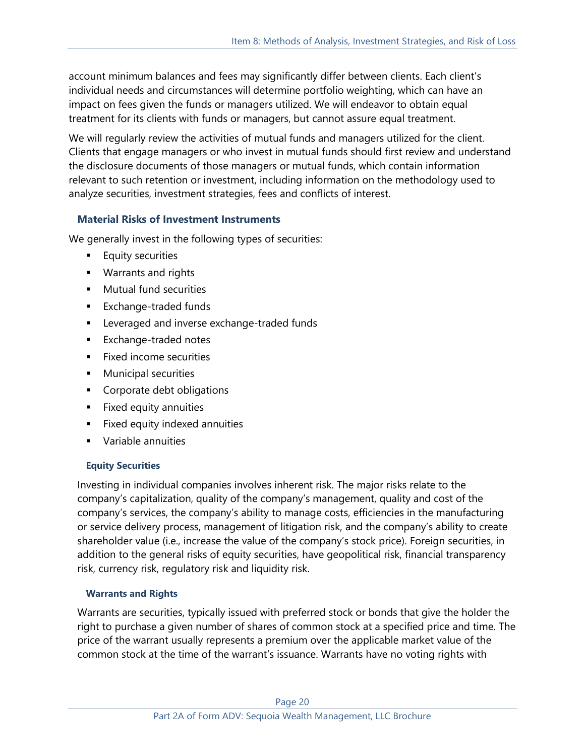account minimum balances and fees may significantly differ between clients. Each client's individual needs and circumstances will determine portfolio weighting, which can have an impact on fees given the funds or managers utilized. We will endeavor to obtain equal treatment for its clients with funds or managers, but cannot assure equal treatment.

We will regularly review the activities of mutual funds and managers utilized for the client. Clients that engage managers or who invest in mutual funds should first review and understand the disclosure documents of those managers or mutual funds, which contain information relevant to such retention or investment, including information on the methodology used to analyze securities, investment strategies, fees and conflicts of interest.

## Material Risks of Investment Instruments

We generally invest in the following types of securities:

- Equity securities
- Warrants and rights
- Mutual fund securities
- Exchange-traded funds
- Leveraged and inverse exchange-traded funds
- Exchange-traded notes
- Fixed income securities
- Municipal securities
- Corporate debt obligations
- Fixed equity annuities
- Fixed equity indexed annuities
- Variable annuities

### Equity Securities

Investing in individual companies involves inherent risk. The major risks relate to the company's capitalization, quality of the company's management, quality and cost of the company's services, the company's ability to manage costs, efficiencies in the manufacturing or service delivery process, management of litigation risk, and the company's ability to create shareholder value (i.e., increase the value of the company's stock price). Foreign securities, in addition to the general risks of equity securities, have geopolitical risk, financial transparency risk, currency risk, regulatory risk and liquidity risk.

### Warrants and Rights

Warrants are securities, typically issued with preferred stock or bonds that give the holder the right to purchase a given number of shares of common stock at a specified price and time. The price of the warrant usually represents a premium over the applicable market value of the common stock at the time of the warrant's issuance. Warrants have no voting rights with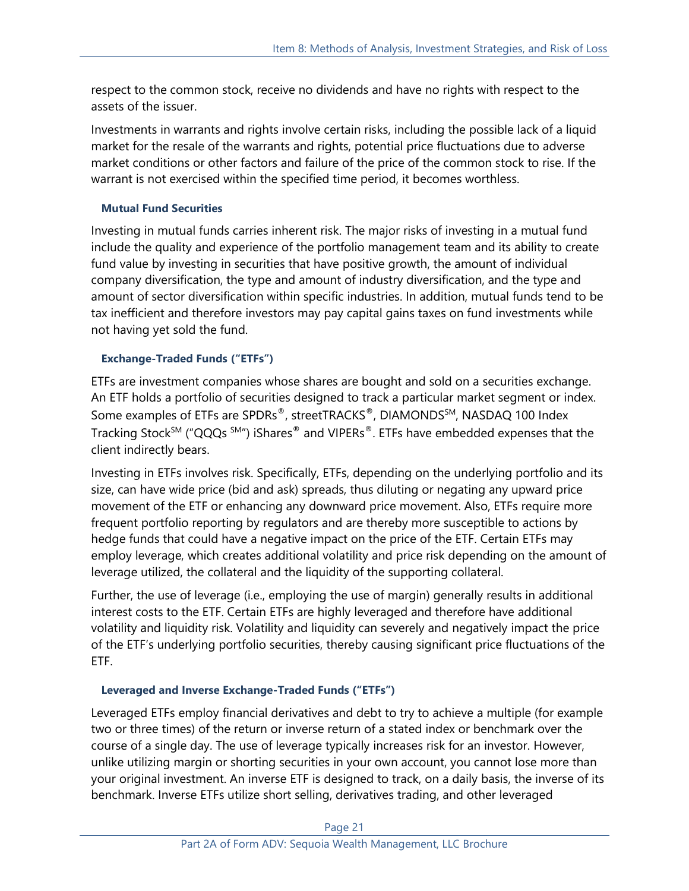respect to the common stock, receive no dividends and have no rights with respect to the assets of the issuer.

Investments in warrants and rights involve certain risks, including the possible lack of a liquid market for the resale of the warrants and rights, potential price fluctuations due to adverse market conditions or other factors and failure of the price of the common stock to rise. If the warrant is not exercised within the specified time period, it becomes worthless.

### Mutual Fund Securities

Investing in mutual funds carries inherent risk. The major risks of investing in a mutual fund include the quality and experience of the portfolio management team and its ability to create fund value by investing in securities that have positive growth, the amount of individual company diversification, the type and amount of industry diversification, and the type and amount of sector diversification within specific industries. In addition, mutual funds tend to be tax inefficient and therefore investors may pay capital gains taxes on fund investments while not having yet sold the fund.

### Exchange-Traded Funds ("ETFs")

ETFs are investment companies whose shares are bought and sold on a securities exchange. An ETF holds a portfolio of securities designed to track a particular market segment or index. Some examples of ETFs are SPDRs®, streetTRACKS®, DIAMONDS℠, NASDAQ 100 Index Tracking Stock℠ ("QQQs ℠") iShares® and VIPERs®. ETFs have embedded expenses that the client indirectly bears.

Investing in ETFs involves risk. Specifically, ETFs, depending on the underlying portfolio and its size, can have wide price (bid and ask) spreads, thus diluting or negating any upward price movement of the ETF or enhancing any downward price movement. Also, ETFs require more frequent portfolio reporting by regulators and are thereby more susceptible to actions by hedge funds that could have a negative impact on the price of the ETF. Certain ETFs may employ leverage, which creates additional volatility and price risk depending on the amount of leverage utilized, the collateral and the liquidity of the supporting collateral.

Further, the use of leverage (i.e., employing the use of margin) generally results in additional interest costs to the ETF. Certain ETFs are highly leveraged and therefore have additional volatility and liquidity risk. Volatility and liquidity can severely and negatively impact the price of the ETF's underlying portfolio securities, thereby causing significant price fluctuations of the ETF.

### Leveraged and Inverse Exchange-Traded Funds ("ETFs")

Leveraged ETFs employ financial derivatives and debt to try to achieve a multiple (for example two or three times) of the return or inverse return of a stated index or benchmark over the course of a single day. The use of leverage typically increases risk for an investor. However, unlike utilizing margin or shorting securities in your own account, you cannot lose more than your original investment. An inverse ETF is designed to track, on a daily basis, the inverse of its benchmark. Inverse ETFs utilize short selling, derivatives trading, and other leveraged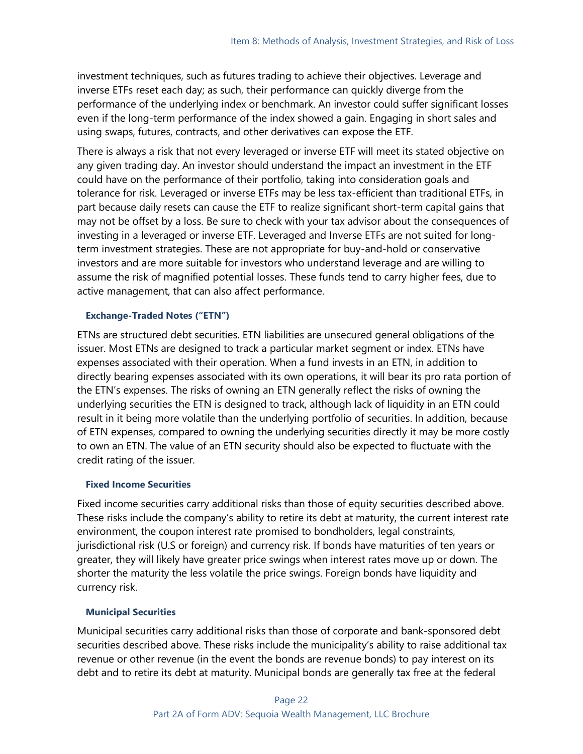investment techniques, such as futures trading to achieve their objectives. Leverage and inverse ETFs reset each day; as such, their performance can quickly diverge from the performance of the underlying index or benchmark. An investor could suffer significant losses even if the long-term performance of the index showed a gain. Engaging in short sales and using swaps, futures, contracts, and other derivatives can expose the ETF.

There is always a risk that not every leveraged or inverse ETF will meet its stated objective on any given trading day. An investor should understand the impact an investment in the ETF could have on the performance of their portfolio, taking into consideration goals and tolerance for risk. Leveraged or inverse ETFs may be less tax-efficient than traditional ETFs, in part because daily resets can cause the ETF to realize significant short-term capital gains that may not be offset by a loss. Be sure to check with your tax advisor about the consequences of investing in a leveraged or inverse ETF. Leveraged and Inverse ETFs are not suited for long-term investment strategies. These are not appropriate for buy-and-hold or conservative investors and are more suitable for investors who understand leverage and are willing to assume the risk of magnified potential losses. These funds tend to carry higher fees, due to active management, that can also affect performance.

**Exchange-Traded Notes ("ETN")**

ETNs are structured debt securities. ETN liabilities are unsecured general obligations of the issuer. Most ETNs are designed to track a particular market segment or index. ETNs have expenses associated with their operation. When a fund invests in an ETN, in addition to directly bearing expenses associated with its own operations, it will bear its pro rata portion of the ETN's expenses. The risks of owning an ETN generally reflect the risks of owning the underlying securities the ETN is designed to track, although lack of liquidity in an ETN could result in it being more volatile than the underlying portfolio of securities. In addition, because of ETN expenses, compared to owning the underlying securities directly it may be more costly to own an ETN. The value of an ETN security should also be expected to fluctuate with the credit rating of the issuer.

**Fixed Income Securities**

Fixed income securities carry additional risks than those of equity securities described above. These risks include the company's ability to retire its debt at maturity, the current interest rate environment, the coupon interest rate promised to bondholders, legal constraints, jurisdictional risk (U.S or foreign) and currency risk. If bonds have maturities of ten years or greater, they will likely have greater price swings when interest rates move up or down. The shorter the maturity the less volatile the price swings. Foreign bonds have liquidity and currency risk.

**Municipal Securities**

Municipal securities carry additional risks than those of corporate and bank-sponsored debt securities described above. These risks include the municipality's ability to raise additional tax revenue or other revenue (in the event the bonds are revenue bonds) to pay interest on its debt and to retire its debt at maturity. Municipal bonds are generally tax free at the federal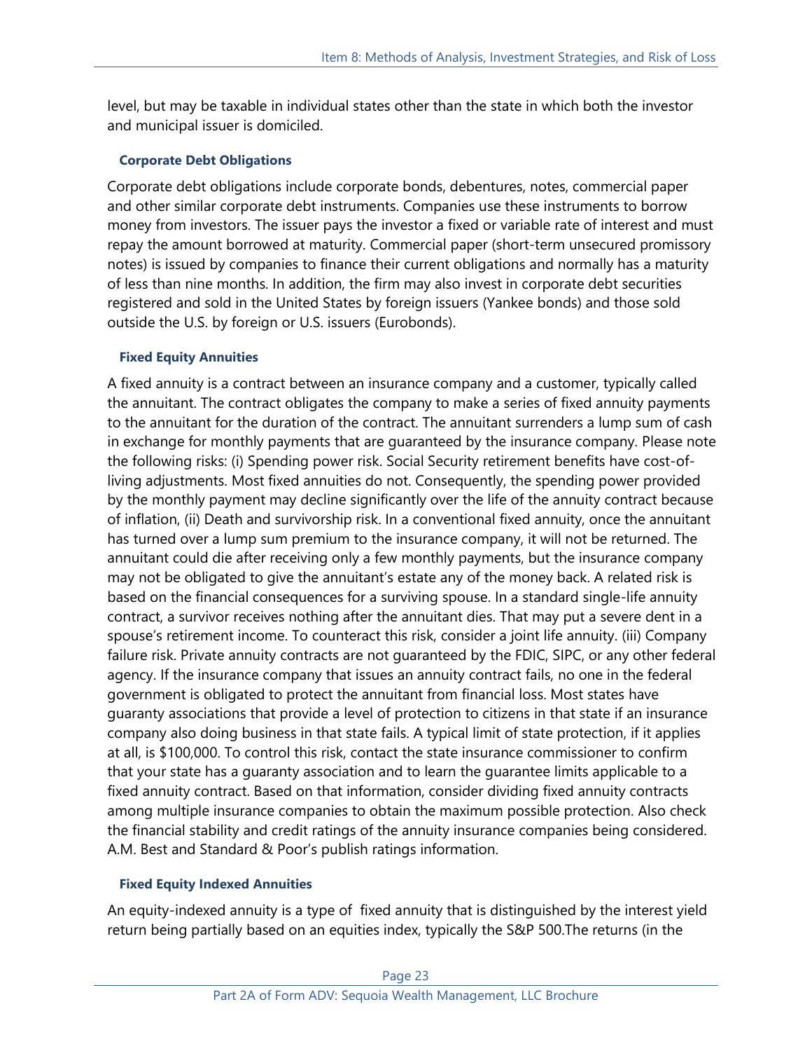level, but may be taxable in individual states other than the state in which both the investor and municipal issuer is domiciled.

### Corporate Debt Obligations

Corporate debt obligations include corporate bonds, debentures, notes, commercial paper and other similar corporate debt instruments. Companies use these instruments to borrow money from investors. The issuer pays the investor a fixed or variable rate of interest and must repay the amount borrowed at maturity. Commercial paper (short-term unsecured promissory notes) is issued by companies to finance their current obligations and normally has a maturity of less than nine months. In addition, the firm may also invest in corporate debt securities registered and sold in the United States by foreign issuers (Yankee bonds) and those sold outside the U.S. by foreign or U.S. issuers (Eurobonds).

### Fixed Equity Annuities

A fixed annuity is a contract between an insurance company and a customer, typically called the annuitant. The contract obligates the company to make a series of fixed annuity payments to the annuitant for the duration of the contract. The annuitant surrenders a lump sum of cash in exchange for monthly payments that are guaranteed by the insurance company. Please note the following risks: (i) Spending power risk. Social Security retirement benefits have cost-of-living adjustments. Most fixed annuities do not. Consequently, the spending power provided by the monthly payment may decline significantly over the life of the annuity contract because of inflation, (ii) Death and survivorship risk. In a conventional fixed annuity, once the annuitant has turned over a lump sum premium to the insurance company, it will not be returned. The annuitant could die after receiving only a few monthly payments, but the insurance company may not be obligated to give the annuitant's estate any of the money back. A related risk is based on the financial consequences for a surviving spouse. In a standard single-life annuity contract, a survivor receives nothing after the annuitant dies. That may put a severe dent in a spouse's retirement income. To counteract this risk, consider a joint life annuity. (iii) Company failure risk. Private annuity contracts are not guaranteed by the FDIC, SIPC, or any other federal agency. If the insurance company that issues an annuity contract fails, no one in the federal government is obligated to protect the annuitant from financial loss. Most states have guaranty associations that provide a level of protection to citizens in that state if an insurance company also doing business in that state fails. A typical limit of state protection, if it applies at all, is $100,000. To control this risk, contact the state insurance commissioner to confirm that your state has a guaranty association and to learn the guarantee limits applicable to a fixed annuity contract. Based on that information, consider dividing fixed annuity contracts among multiple insurance companies to obtain the maximum possible protection. Also check the financial stability and credit ratings of the annuity insurance companies being considered. A.M. Best and Standard & Poor's publish ratings information.

### Fixed Equity Indexed Annuities

An equity-indexed annuity is a type of fixed annuity that is distinguished by the interest yield return being partially based on an equities index, typically the S&P 500.The returns (in the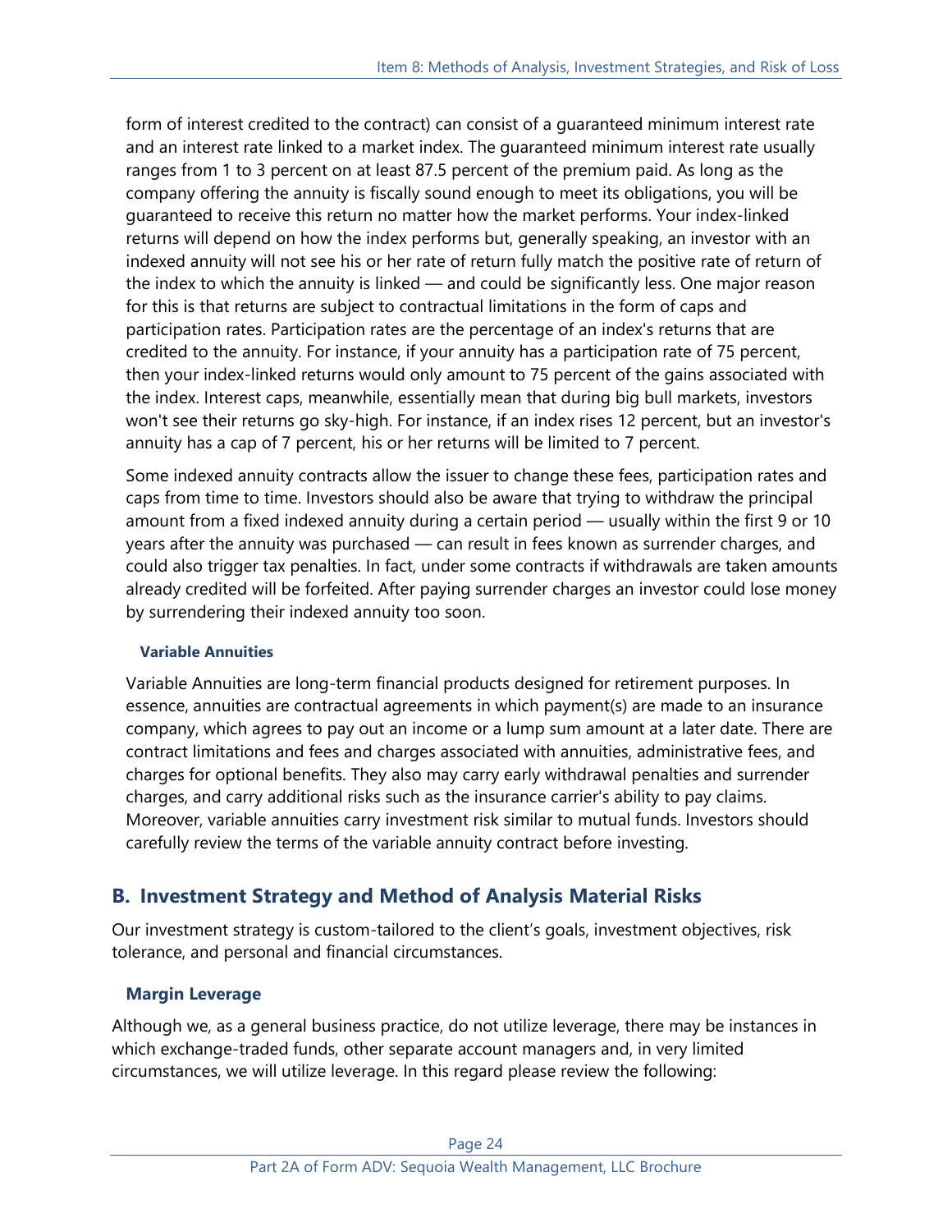form of interest credited to the contract) can consist of a guaranteed minimum interest rate and an interest rate linked to a market index. The guaranteed minimum interest rate usually ranges from 1 to 3 percent on at least 87.5 percent of the premium paid. As long as the company offering the annuity is fiscally sound enough to meet its obligations, you will be guaranteed to receive this return no matter how the market performs. Your index-linked returns will depend on how the index performs but, generally speaking, an investor with an indexed annuity will not see his or her rate of return fully match the positive rate of return of the index to which the annuity is linked — and could be significantly less. One major reason for this is that returns are subject to contractual limitations in the form of caps and participation rates. Participation rates are the percentage of an index's returns that are credited to the annuity. For instance, if your annuity has a participation rate of 75 percent, then your index-linked returns would only amount to 75 percent of the gains associated with the index. Interest caps, meanwhile, essentially mean that during big bull markets, investors won't see their returns go sky-high. For instance, if an index rises 12 percent, but an investor's annuity has a cap of 7 percent, his or her returns will be limited to 7 percent.

Some indexed annuity contracts allow the issuer to change these fees, participation rates and caps from time to time. Investors should also be aware that trying to withdraw the principal amount from a fixed indexed annuity during a certain period — usually within the first 9 or 10 years after the annuity was purchased — can result in fees known as surrender charges, and could also trigger tax penalties. In fact, under some contracts if withdrawals are taken amounts already credited will be forfeited. After paying surrender charges an investor could lose money by surrendering their indexed annuity too soon.

#### Variable Annuities

Variable Annuities are long-term financial products designed for retirement purposes. In essence, annuities are contractual agreements in which payment(s) are made to an insurance company, which agrees to pay out an income or a lump sum amount at a later date. There are contract limitations and fees and charges associated with annuities, administrative fees, and charges for optional benefits. They also may carry early withdrawal penalties and surrender charges, and carry additional risks such as the insurance carrier's ability to pay claims. Moreover, variable annuities carry investment risk similar to mutual funds. Investors should carefully review the terms of the variable annuity contract before investing.

## B. Investment Strategy and Method of Analysis Material Risks

Our investment strategy is custom-tailored to the client's goals, investment objectives, risk tolerance, and personal and financial circumstances.

### Margin Leverage

Although we, as a general business practice, do not utilize leverage, there may be instances in which exchange-traded funds, other separate account managers and, in very limited circumstances, we will utilize leverage. In this regard please review the following: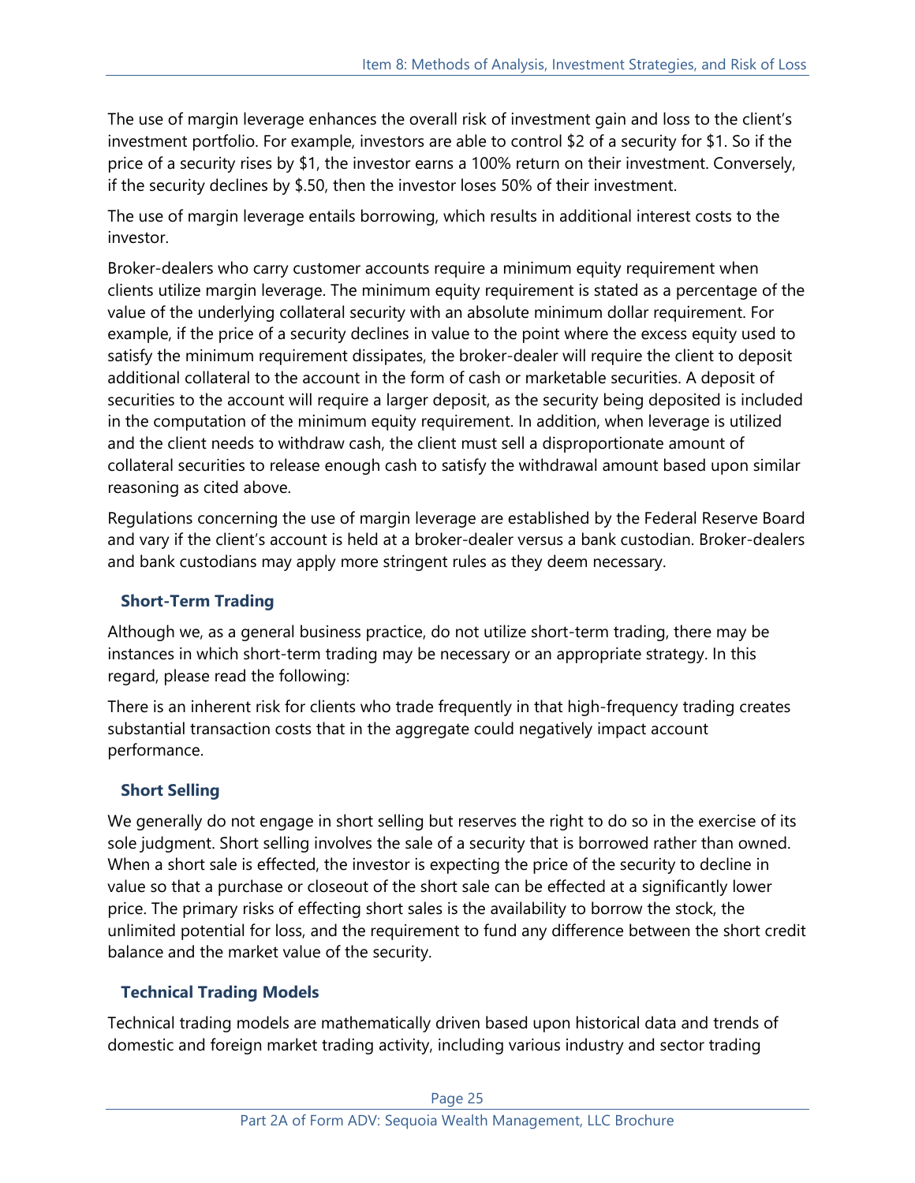The use of margin leverage enhances the overall risk of investment gain and loss to the client's investment portfolio. For example, investors are able to control $2 of a security for $1. So if the price of a security rises by $1, the investor earns a 100% return on their investment. Conversely, if the security declines by $.50, then the investor loses 50% of their investment.

The use of margin leverage entails borrowing, which results in additional interest costs to the investor.

Broker-dealers who carry customer accounts require a minimum equity requirement when clients utilize margin leverage. The minimum equity requirement is stated as a percentage of the value of the underlying collateral security with an absolute minimum dollar requirement. For example, if the price of a security declines in value to the point where the excess equity used to satisfy the minimum requirement dissipates, the broker-dealer will require the client to deposit additional collateral to the account in the form of cash or marketable securities. A deposit of securities to the account will require a larger deposit, as the security being deposited is included in the computation of the minimum equity requirement. In addition, when leverage is utilized and the client needs to withdraw cash, the client must sell a disproportionate amount of collateral securities to release enough cash to satisfy the withdrawal amount based upon similar reasoning as cited above.

Regulations concerning the use of margin leverage are established by the Federal Reserve Board and vary if the client's account is held at a broker-dealer versus a bank custodian. Broker-dealers and bank custodians may apply more stringent rules as they deem necessary.

### Short-Term Trading

Although we, as a general business practice, do not utilize short-term trading, there may be instances in which short-term trading may be necessary or an appropriate strategy. In this regard, please read the following:

There is an inherent risk for clients who trade frequently in that high-frequency trading creates substantial transaction costs that in the aggregate could negatively impact account performance.

### Short Selling

We generally do not engage in short selling but reserves the right to do so in the exercise of its sole judgment. Short selling involves the sale of a security that is borrowed rather than owned. When a short sale is effected, the investor is expecting the price of the security to decline in value so that a purchase or closeout of the short sale can be effected at a significantly lower price. The primary risks of effecting short sales is the availability to borrow the stock, the unlimited potential for loss, and the requirement to fund any difference between the short credit balance and the market value of the security.

### Technical Trading Models

Technical trading models are mathematically driven based upon historical data and trends of domestic and foreign market trading activity, including various industry and sector trading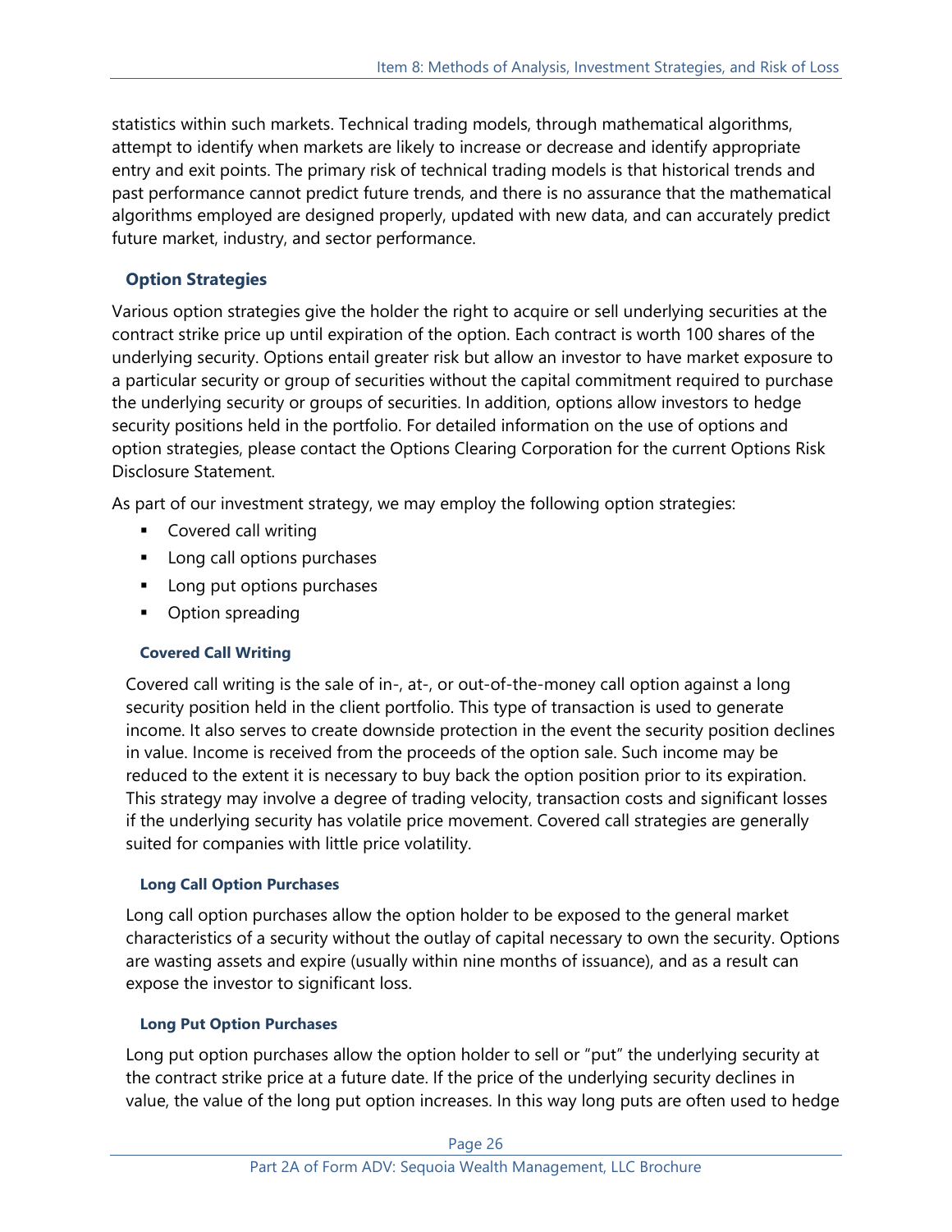statistics within such markets. Technical trading models, through mathematical algorithms, attempt to identify when markets are likely to increase or decrease and identify appropriate entry and exit points. The primary risk of technical trading models is that historical trends and past performance cannot predict future trends, and there is no assurance that the mathematical algorithms employed are designed properly, updated with new data, and can accurately predict future market, industry, and sector performance.

### Option Strategies

Various option strategies give the holder the right to acquire or sell underlying securities at the contract strike price up until expiration of the option. Each contract is worth 100 shares of the underlying security. Options entail greater risk but allow an investor to have market exposure to a particular security or group of securities without the capital commitment required to purchase the underlying security or groups of securities. In addition, options allow investors to hedge security positions held in the portfolio. For detailed information on the use of options and option strategies, please contact the Options Clearing Corporation for the current Options Risk Disclosure Statement.

As part of our investment strategy, we may employ the following option strategies:

- Covered call writing
- Long call options purchases
- Long put options purchases
- Option spreading

#### Covered Call Writing

Covered call writing is the sale of in-, at-, or out-of-the-money call option against a long security position held in the client portfolio. This type of transaction is used to generate income. It also serves to create downside protection in the event the security position declines in value. Income is received from the proceeds of the option sale. Such income may be reduced to the extent it is necessary to buy back the option position prior to its expiration. This strategy may involve a degree of trading velocity, transaction costs and significant losses if the underlying security has volatile price movement. Covered call strategies are generally suited for companies with little price volatility.

#### Long Call Option Purchases

Long call option purchases allow the option holder to be exposed to the general market characteristics of a security without the outlay of capital necessary to own the security. Options are wasting assets and expire (usually within nine months of issuance), and as a result can expose the investor to significant loss.

#### Long Put Option Purchases

Long put option purchases allow the option holder to sell or "put" the underlying security at the contract strike price at a future date. If the price of the underlying security declines in value, the value of the long put option increases. In this way long puts are often used to hedge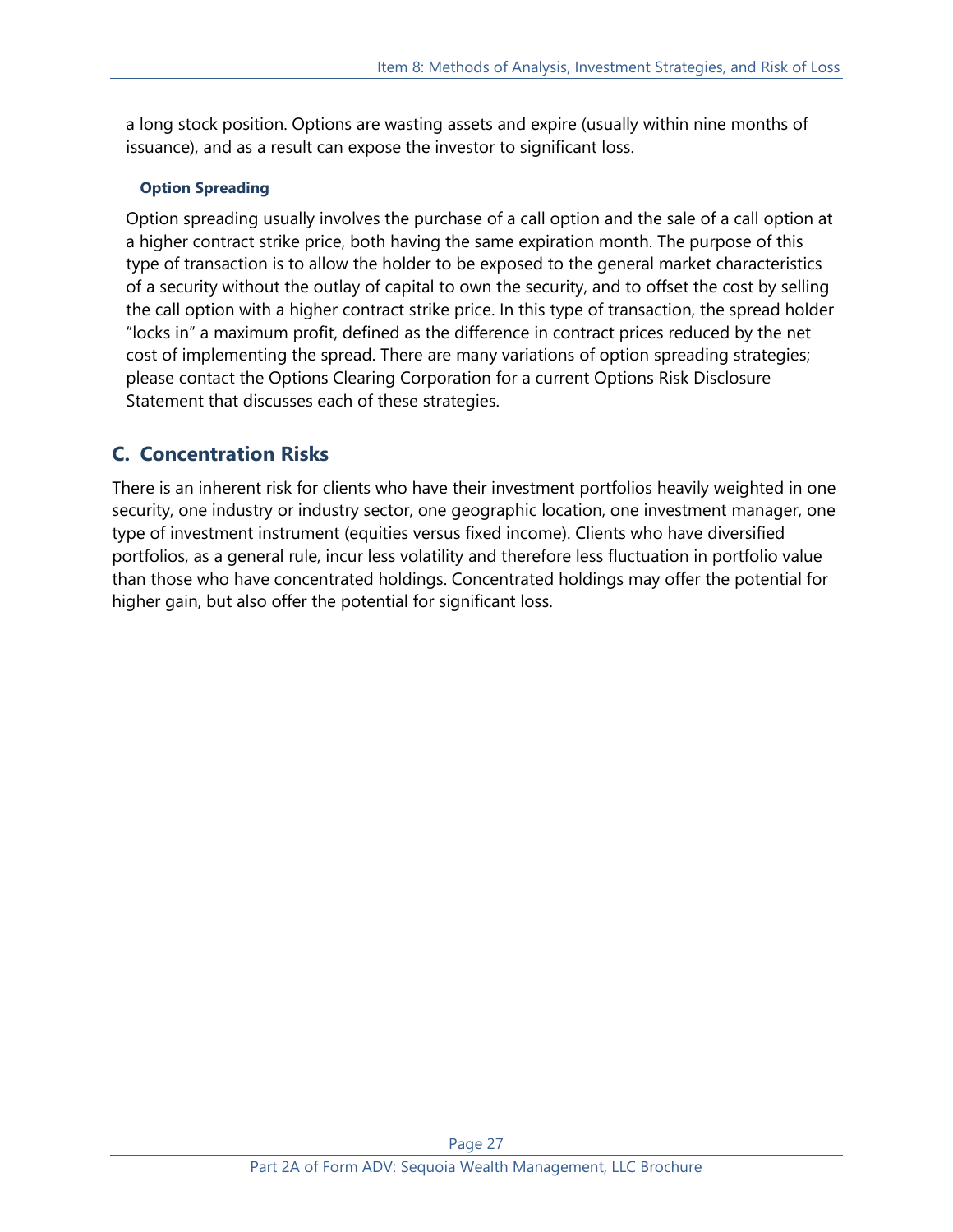a long stock position. Options are wasting assets and expire (usually within nine months of issuance), and as a result can expose the investor to significant loss.

#### Option Spreading

Option spreading usually involves the purchase of a call option and the sale of a call option at a higher contract strike price, both having the same expiration month. The purpose of this type of transaction is to allow the holder to be exposed to the general market characteristics of a security without the outlay of capital to own the security, and to offset the cost by selling the call option with a higher contract strike price. In this type of transaction, the spread holder "locks in" a maximum profit, defined as the difference in contract prices reduced by the net cost of implementing the spread. There are many variations of option spreading strategies; please contact the Options Clearing Corporation for a current Options Risk Disclosure Statement that discusses each of these strategies.

## C. Concentration Risks

There is an inherent risk for clients who have their investment portfolios heavily weighted in one security, one industry or industry sector, one geographic location, one investment manager, one type of investment instrument (equities versus fixed income). Clients who have diversified portfolios, as a general rule, incur less volatility and therefore less fluctuation in portfolio value than those who have concentrated holdings. Concentrated holdings may offer the potential for higher gain, but also offer the potential for significant loss.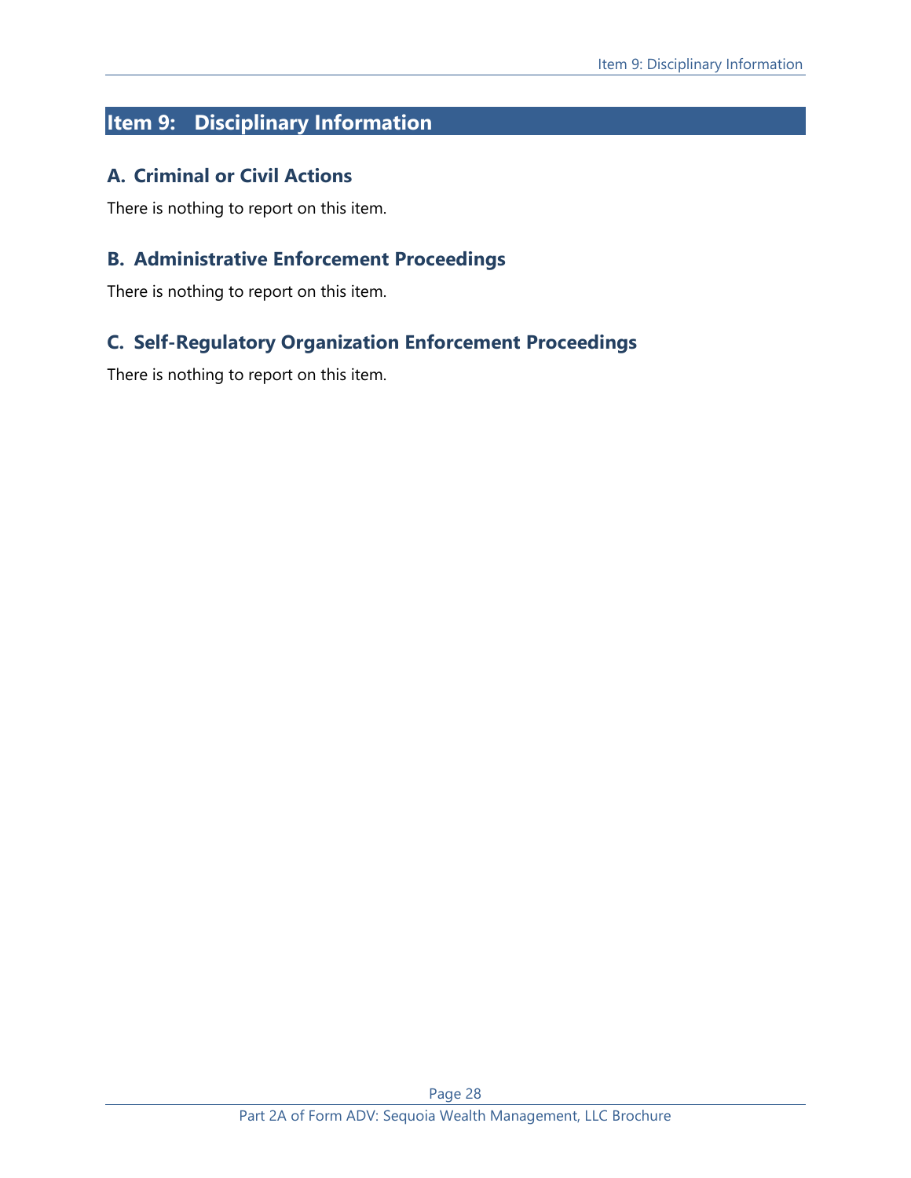## Item 9: Disciplinary Information

### A. Criminal or Civil Actions

There is nothing to report on this item.

### B. Administrative Enforcement Proceedings

There is nothing to report on this item.

### C. Self-Regulatory Organization Enforcement Proceedings

There is nothing to report on this item.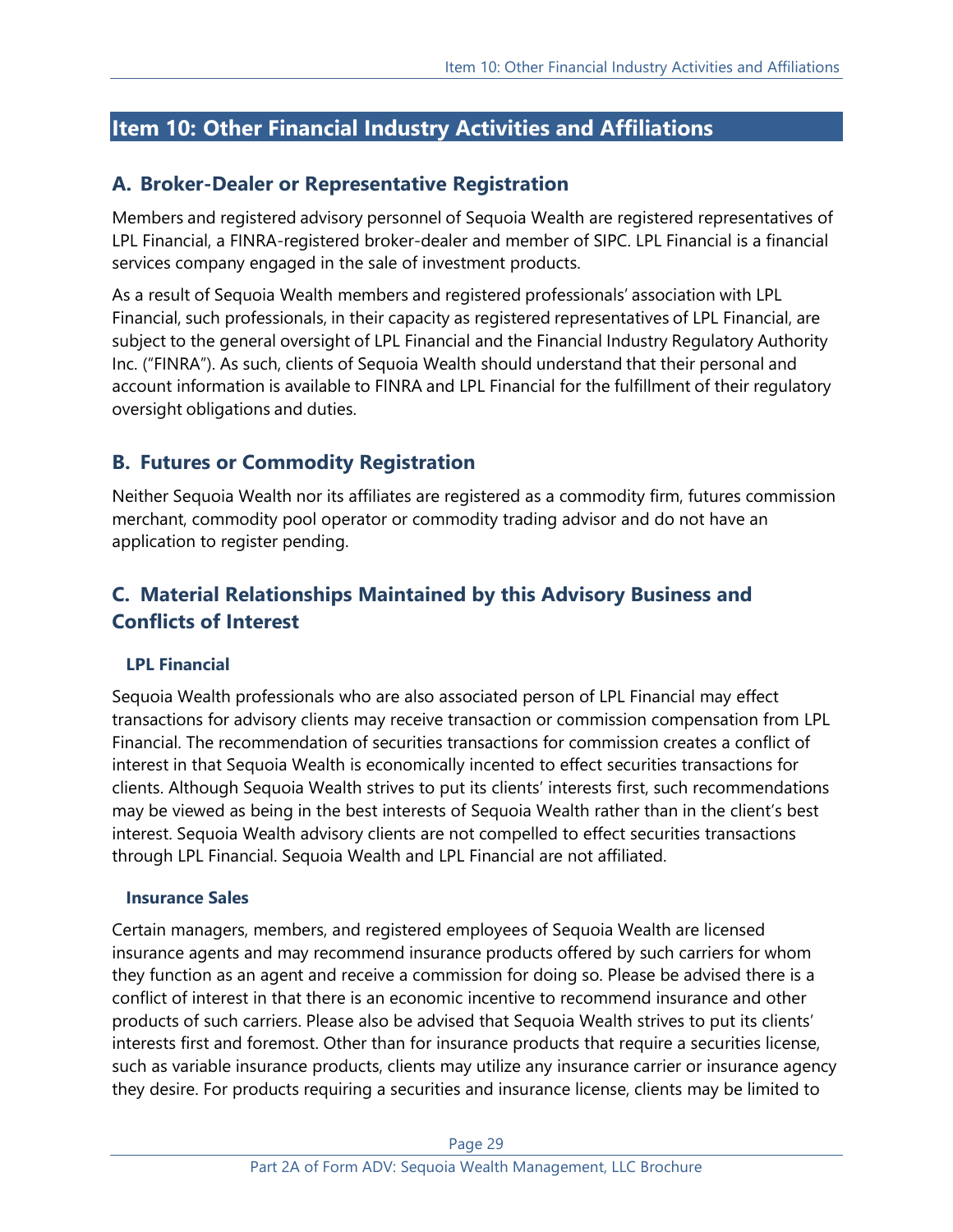## Item 10: Other Financial Industry Activities and Affiliations

### A. Broker-Dealer or Representative Registration

Members and registered advisory personnel of Sequoia Wealth are registered representatives of LPL Financial, a FINRA-registered broker-dealer and member of SIPC. LPL Financial is a financial services company engaged in the sale of investment products.

As a result of Sequoia Wealth members and registered professionals' association with LPL Financial, such professionals, in their capacity as registered representatives of LPL Financial, are subject to the general oversight of LPL Financial and the Financial Industry Regulatory Authority Inc. ("FINRA"). As such, clients of Sequoia Wealth should understand that their personal and account information is available to FINRA and LPL Financial for the fulfillment of their regulatory oversight obligations and duties.

### B. Futures or Commodity Registration

Neither Sequoia Wealth nor its affiliates are registered as a commodity firm, futures commission merchant, commodity pool operator or commodity trading advisor and do not have an application to register pending.

### C. Material Relationships Maintained by this Advisory Business and Conflicts of Interest

#### LPL Financial

Sequoia Wealth professionals who are also associated person of LPL Financial may effect transactions for advisory clients may receive transaction or commission compensation from LPL Financial. The recommendation of securities transactions for commission creates a conflict of interest in that Sequoia Wealth is economically incented to effect securities transactions for clients. Although Sequoia Wealth strives to put its clients' interests first, such recommendations may be viewed as being in the best interests of Sequoia Wealth rather than in the client's best interest. Sequoia Wealth advisory clients are not compelled to effect securities transactions through LPL Financial. Sequoia Wealth and LPL Financial are not affiliated.

#### Insurance Sales

Certain managers, members, and registered employees of Sequoia Wealth are licensed insurance agents and may recommend insurance products offered by such carriers for whom they function as an agent and receive a commission for doing so. Please be advised there is a conflict of interest in that there is an economic incentive to recommend insurance and other products of such carriers. Please also be advised that Sequoia Wealth strives to put its clients' interests first and foremost. Other than for insurance products that require a securities license, such as variable insurance products, clients may utilize any insurance carrier or insurance agency they desire. For products requiring a securities and insurance license, clients may be limited to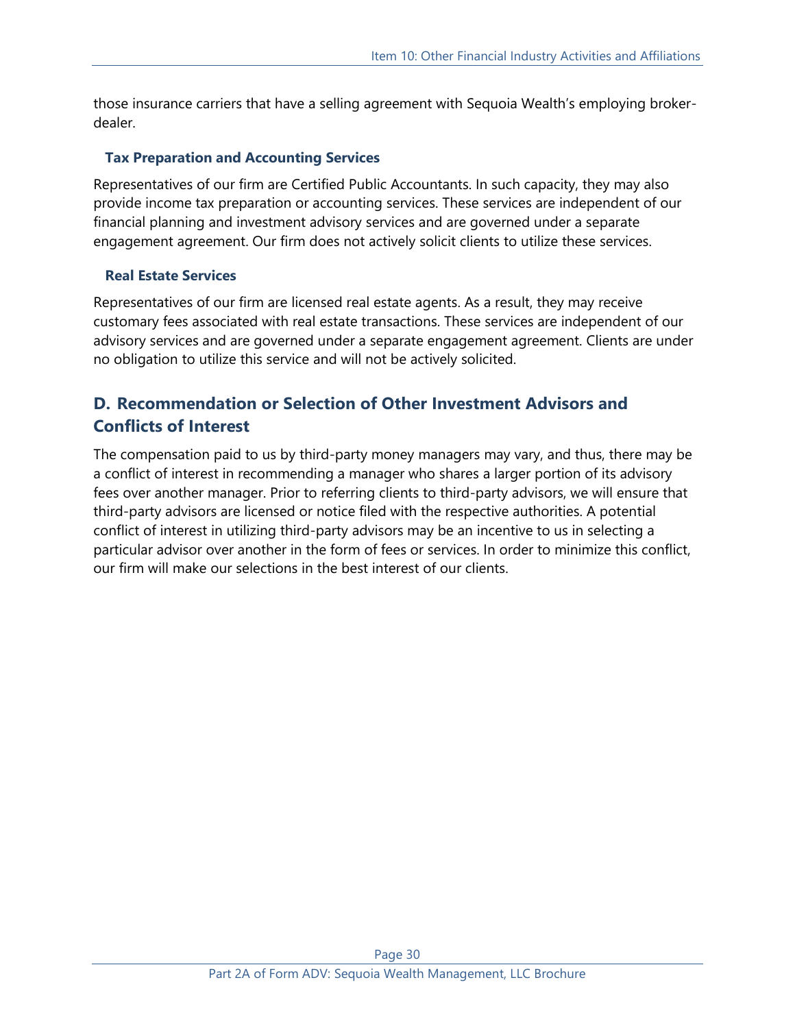those insurance carriers that have a selling agreement with Sequoia Wealth's employing broker-dealer.

### Tax Preparation and Accounting Services

Representatives of our firm are Certified Public Accountants. In such capacity, they may also provide income tax preparation or accounting services. These services are independent of our financial planning and investment advisory services and are governed under a separate engagement agreement. Our firm does not actively solicit clients to utilize these services.

### Real Estate Services

Representatives of our firm are licensed real estate agents. As a result, they may receive customary fees associated with real estate transactions. These services are independent of our advisory services and are governed under a separate engagement agreement. Clients are under no obligation to utilize this service and will not be actively solicited.

## D. Recommendation or Selection of Other Investment Advisors and Conflicts of Interest

The compensation paid to us by third-party money managers may vary, and thus, there may be a conflict of interest in recommending a manager who shares a larger portion of its advisory fees over another manager. Prior to referring clients to third-party advisors, we will ensure that third-party advisors are licensed or notice filed with the respective authorities. A potential conflict of interest in utilizing third-party advisors may be an incentive to us in selecting a particular advisor over another in the form of fees or services. In order to minimize this conflict, our firm will make our selections in the best interest of our clients.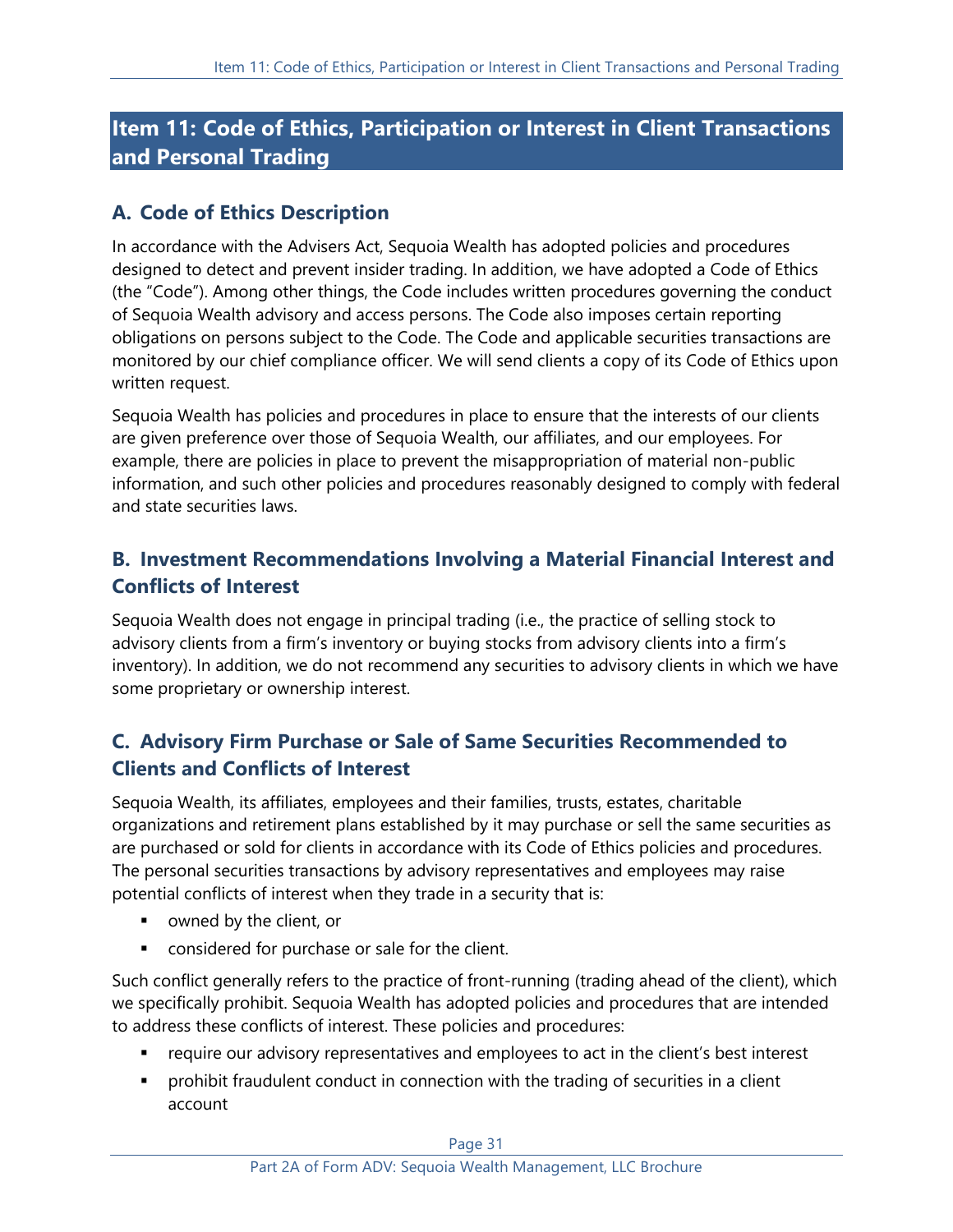## Item 11: Code of Ethics, Participation or Interest in Client Transactions and Personal Trading

### A. Code of Ethics Description

In accordance with the Advisers Act, Sequoia Wealth has adopted policies and procedures designed to detect and prevent insider trading. In addition, we have adopted a Code of Ethics (the "Code"). Among other things, the Code includes written procedures governing the conduct of Sequoia Wealth advisory and access persons. The Code also imposes certain reporting obligations on persons subject to the Code. The Code and applicable securities transactions are monitored by our chief compliance officer. We will send clients a copy of its Code of Ethics upon written request.

Sequoia Wealth has policies and procedures in place to ensure that the interests of our clients are given preference over those of Sequoia Wealth, our affiliates, and our employees. For example, there are policies in place to prevent the misappropriation of material non-public information, and such other policies and procedures reasonably designed to comply with federal and state securities laws.

### B. Investment Recommendations Involving a Material Financial Interest and Conflicts of Interest

Sequoia Wealth does not engage in principal trading (i.e., the practice of selling stock to advisory clients from a firm's inventory or buying stocks from advisory clients into a firm's inventory). In addition, we do not recommend any securities to advisory clients in which we have some proprietary or ownership interest.

### C. Advisory Firm Purchase or Sale of Same Securities Recommended to Clients and Conflicts of Interest

Sequoia Wealth, its affiliates, employees and their families, trusts, estates, charitable organizations and retirement plans established by it may purchase or sell the same securities as are purchased or sold for clients in accordance with its Code of Ethics policies and procedures. The personal securities transactions by advisory representatives and employees may raise potential conflicts of interest when they trade in a security that is:

- owned by the client, or
- considered for purchase or sale for the client.

Such conflict generally refers to the practice of front-running (trading ahead of the client), which we specifically prohibit. Sequoia Wealth has adopted policies and procedures that are intended to address these conflicts of interest. These policies and procedures:

- require our advisory representatives and employees to act in the client's best interest
- prohibit fraudulent conduct in connection with the trading of securities in a client account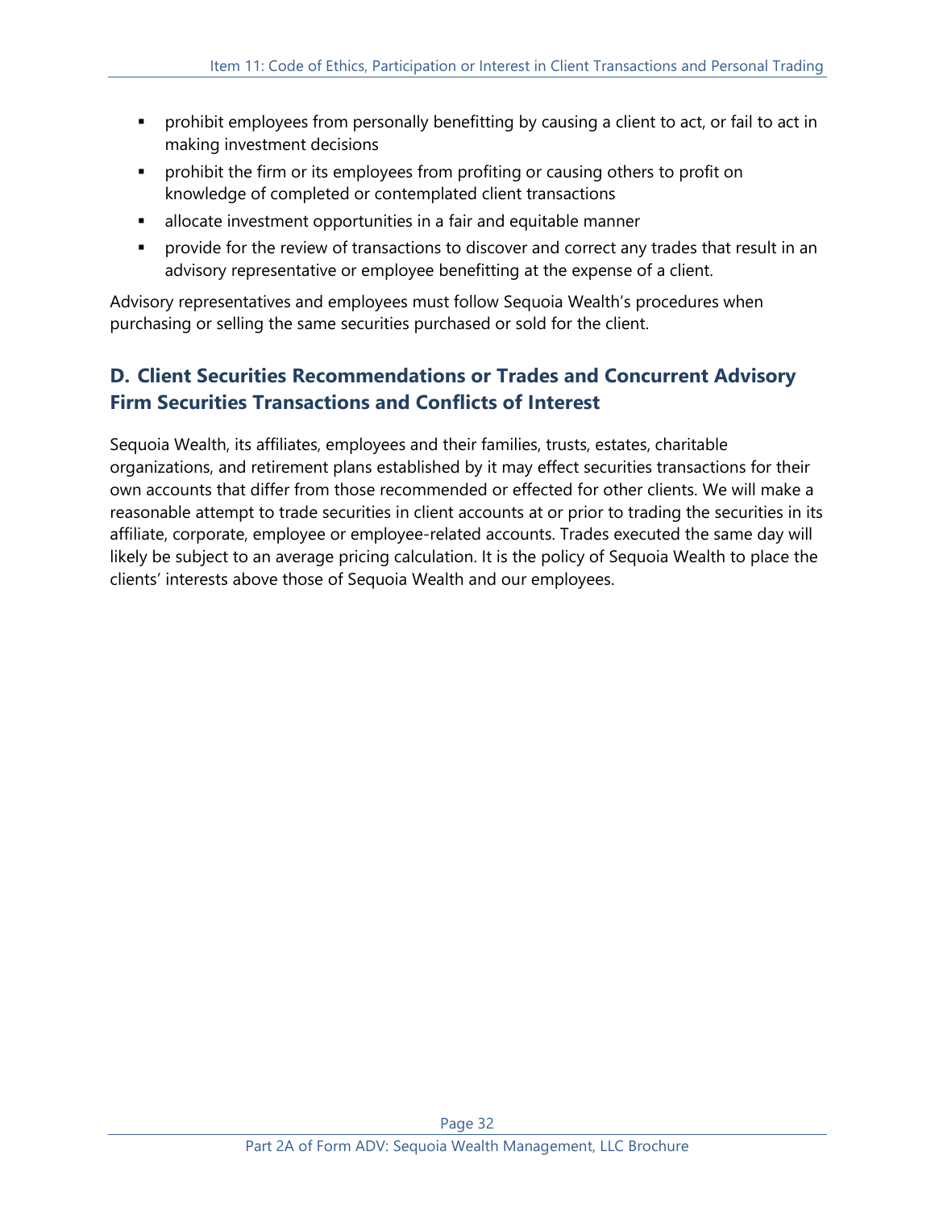- prohibit employees from personally benefitting by causing a client to act, or fail to act in making investment decisions
- prohibit the firm or its employees from profiting or causing others to profit on knowledge of completed or contemplated client transactions
- allocate investment opportunities in a fair and equitable manner
- provide for the review of transactions to discover and correct any trades that result in an advisory representative or employee benefitting at the expense of a client.

Advisory representatives and employees must follow Sequoia Wealth's procedures when purchasing or selling the same securities purchased or sold for the client.

## D. Client Securities Recommendations or Trades and Concurrent Advisory Firm Securities Transactions and Conflicts of Interest

Sequoia Wealth, its affiliates, employees and their families, trusts, estates, charitable organizations, and retirement plans established by it may effect securities transactions for their own accounts that differ from those recommended or effected for other clients. We will make a reasonable attempt to trade securities in client accounts at or prior to trading the securities in its affiliate, corporate, employee or employee-related accounts. Trades executed the same day will likely be subject to an average pricing calculation. It is the policy of Sequoia Wealth to place the clients' interests above those of Sequoia Wealth and our employees.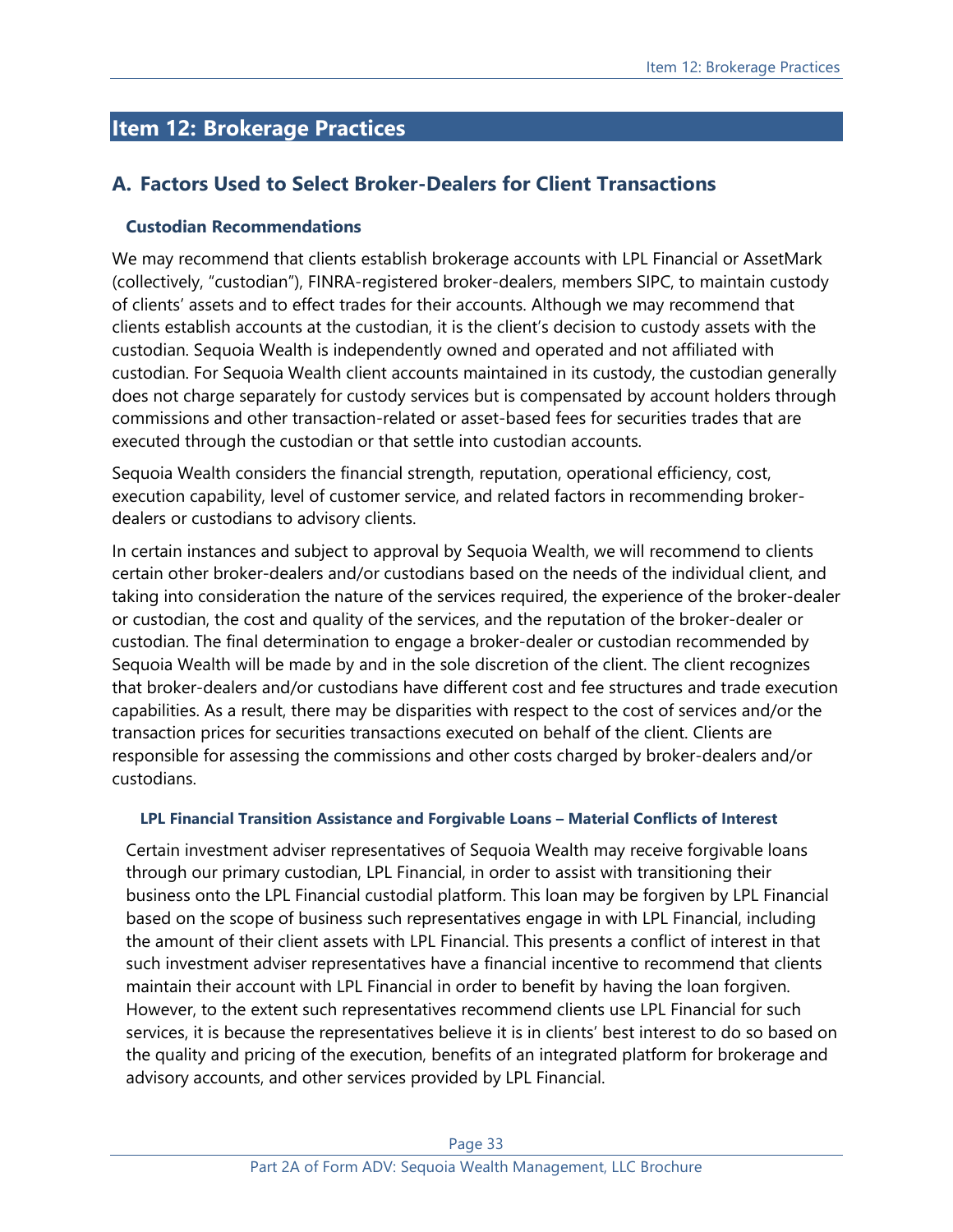# Item 12: Brokerage Practices

## A. Factors Used to Select Broker-Dealers for Client Transactions

### Custodian Recommendations

We may recommend that clients establish brokerage accounts with LPL Financial or AssetMark (collectively, "custodian"), FINRA-registered broker-dealers, members SIPC, to maintain custody of clients' assets and to effect trades for their accounts. Although we may recommend that clients establish accounts at the custodian, it is the client's decision to custody assets with the custodian. Sequoia Wealth is independently owned and operated and not affiliated with custodian. For Sequoia Wealth client accounts maintained in its custody, the custodian generally does not charge separately for custody services but is compensated by account holders through commissions and other transaction-related or asset-based fees for securities trades that are executed through the custodian or that settle into custodian accounts.

Sequoia Wealth considers the financial strength, reputation, operational efficiency, cost, execution capability, level of customer service, and related factors in recommending broker-dealers or custodians to advisory clients.

In certain instances and subject to approval by Sequoia Wealth, we will recommend to clients certain other broker-dealers and/or custodians based on the needs of the individual client, and taking into consideration the nature of the services required, the experience of the broker-dealer or custodian, the cost and quality of the services, and the reputation of the broker-dealer or custodian. The final determination to engage a broker-dealer or custodian recommended by Sequoia Wealth will be made by and in the sole discretion of the client. The client recognizes that broker-dealers and/or custodians have different cost and fee structures and trade execution capabilities. As a result, there may be disparities with respect to the cost of services and/or the transaction prices for securities transactions executed on behalf of the client. Clients are responsible for assessing the commissions and other costs charged by broker-dealers and/or custodians.

#### LPL Financial Transition Assistance and Forgivable Loans – Material Conflicts of Interest

Certain investment adviser representatives of Sequoia Wealth may receive forgivable loans through our primary custodian, LPL Financial, in order to assist with transitioning their business onto the LPL Financial custodial platform. This loan may be forgiven by LPL Financial based on the scope of business such representatives engage in with LPL Financial, including the amount of their client assets with LPL Financial. This presents a conflict of interest in that such investment adviser representatives have a financial incentive to recommend that clients maintain their account with LPL Financial in order to benefit by having the loan forgiven. However, to the extent such representatives recommend clients use LPL Financial for such services, it is because the representatives believe it is in clients' best interest to do so based on the quality and pricing of the execution, benefits of an integrated platform for brokerage and advisory accounts, and other services provided by LPL Financial.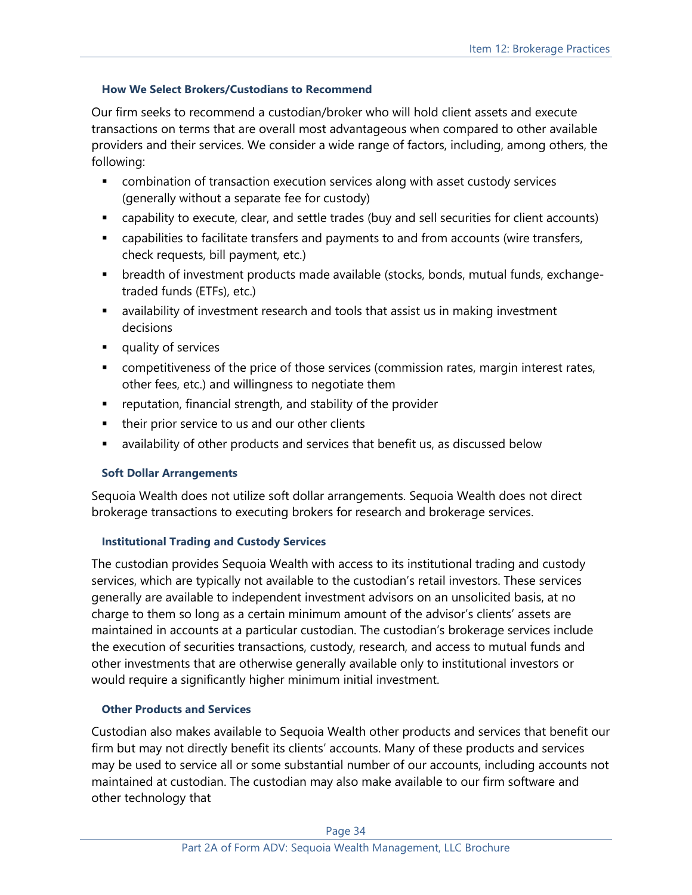### How We Select Brokers/Custodians to Recommend

Our firm seeks to recommend a custodian/broker who will hold client assets and execute transactions on terms that are overall most advantageous when compared to other available providers and their services. We consider a wide range of factors, including, among others, the following:

- combination of transaction execution services along with asset custody services (generally without a separate fee for custody)
- capability to execute, clear, and settle trades (buy and sell securities for client accounts)
- capabilities to facilitate transfers and payments to and from accounts (wire transfers, check requests, bill payment, etc.)
- breadth of investment products made available (stocks, bonds, mutual funds, exchange-traded funds (ETFs), etc.)
- availability of investment research and tools that assist us in making investment decisions
- quality of services
- competitiveness of the price of those services (commission rates, margin interest rates, other fees, etc.) and willingness to negotiate them
- reputation, financial strength, and stability of the provider
- their prior service to us and our other clients
- availability of other products and services that benefit us, as discussed below

### Soft Dollar Arrangements

Sequoia Wealth does not utilize soft dollar arrangements. Sequoia Wealth does not direct brokerage transactions to executing brokers for research and brokerage services.

### Institutional Trading and Custody Services

The custodian provides Sequoia Wealth with access to its institutional trading and custody services, which are typically not available to the custodian's retail investors. These services generally are available to independent investment advisors on an unsolicited basis, at no charge to them so long as a certain minimum amount of the advisor's clients' assets are maintained in accounts at a particular custodian. The custodian's brokerage services include the execution of securities transactions, custody, research, and access to mutual funds and other investments that are otherwise generally available only to institutional investors or would require a significantly higher minimum initial investment.

### Other Products and Services

Custodian also makes available to Sequoia Wealth other products and services that benefit our firm but may not directly benefit its clients' accounts. Many of these products and services may be used to service all or some substantial number of our accounts, including accounts not maintained at custodian. The custodian may also make available to our firm software and other technology that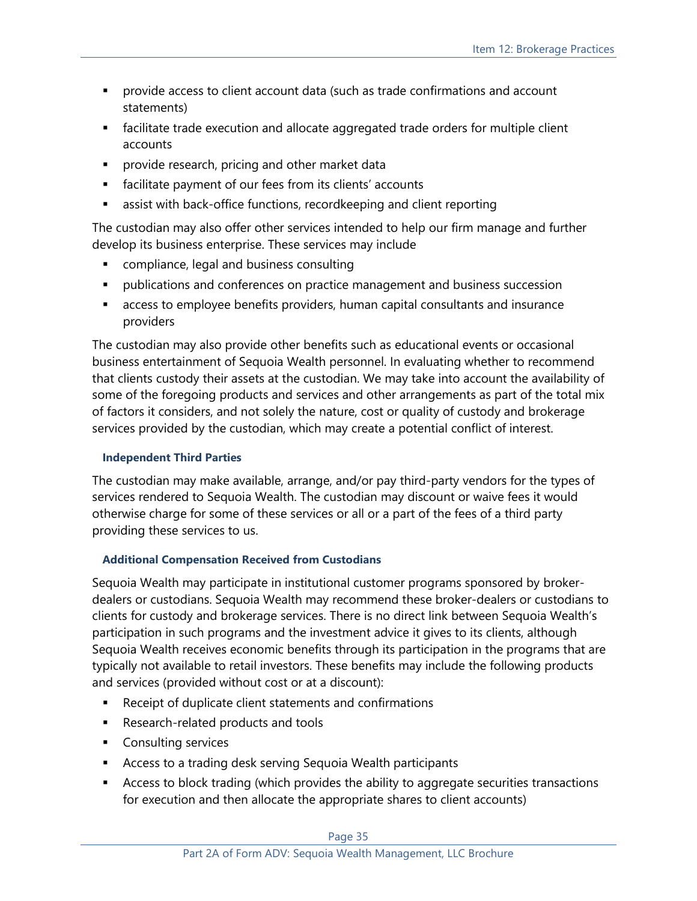- provide access to client account data (such as trade confirmations and account statements)
- facilitate trade execution and allocate aggregated trade orders for multiple client accounts
- provide research, pricing and other market data
- facilitate payment of our fees from its clients' accounts
- assist with back-office functions, recordkeeping and client reporting

The custodian may also offer other services intended to help our firm manage and further develop its business enterprise. These services may include

- compliance, legal and business consulting
- publications and conferences on practice management and business succession
- access to employee benefits providers, human capital consultants and insurance providers

The custodian may also provide other benefits such as educational events or occasional business entertainment of Sequoia Wealth personnel. In evaluating whether to recommend that clients custody their assets at the custodian. We may take into account the availability of some of the foregoing products and services and other arrangements as part of the total mix of factors it considers, and not solely the nature, cost or quality of custody and brokerage services provided by the custodian, which may create a potential conflict of interest.

#### Independent Third Parties

The custodian may make available, arrange, and/or pay third-party vendors for the types of services rendered to Sequoia Wealth. The custodian may discount or waive fees it would otherwise charge for some of these services or all or a part of the fees of a third party providing these services to us.

#### Additional Compensation Received from Custodians

Sequoia Wealth may participate in institutional customer programs sponsored by broker-dealers or custodians. Sequoia Wealth may recommend these broker-dealers or custodians to clients for custody and brokerage services. There is no direct link between Sequoia Wealth's participation in such programs and the investment advice it gives to its clients, although Sequoia Wealth receives economic benefits through its participation in the programs that are typically not available to retail investors. These benefits may include the following products and services (provided without cost or at a discount):

- Receipt of duplicate client statements and confirmations
- Research-related products and tools
- Consulting services
- Access to a trading desk serving Sequoia Wealth participants
- Access to block trading (which provides the ability to aggregate securities transactions for execution and then allocate the appropriate shares to client accounts)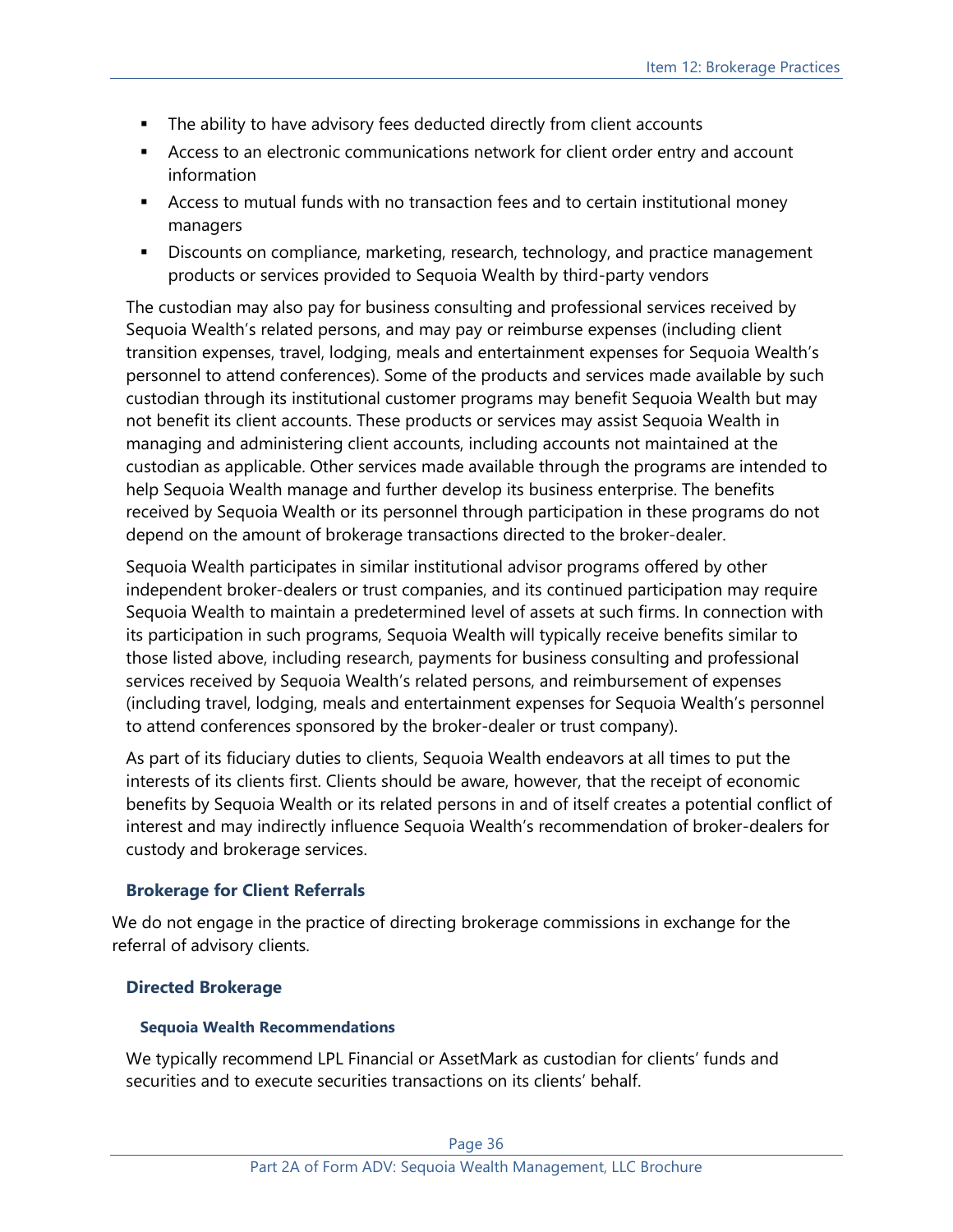- The ability to have advisory fees deducted directly from client accounts
- Access to an electronic communications network for client order entry and account information
- Access to mutual funds with no transaction fees and to certain institutional money managers
- Discounts on compliance, marketing, research, technology, and practice management products or services provided to Sequoia Wealth by third-party vendors

The custodian may also pay for business consulting and professional services received by Sequoia Wealth's related persons, and may pay or reimburse expenses (including client transition expenses, travel, lodging, meals and entertainment expenses for Sequoia Wealth's personnel to attend conferences). Some of the products and services made available by such custodian through its institutional customer programs may benefit Sequoia Wealth but may not benefit its client accounts. These products or services may assist Sequoia Wealth in managing and administering client accounts, including accounts not maintained at the custodian as applicable. Other services made available through the programs are intended to help Sequoia Wealth manage and further develop its business enterprise. The benefits received by Sequoia Wealth or its personnel through participation in these programs do not depend on the amount of brokerage transactions directed to the broker-dealer.

Sequoia Wealth participates in similar institutional advisor programs offered by other independent broker-dealers or trust companies, and its continued participation may require Sequoia Wealth to maintain a predetermined level of assets at such firms. In connection with its participation in such programs, Sequoia Wealth will typically receive benefits similar to those listed above, including research, payments for business consulting and professional services received by Sequoia Wealth's related persons, and reimbursement of expenses (including travel, lodging, meals and entertainment expenses for Sequoia Wealth's personnel to attend conferences sponsored by the broker-dealer or trust company).

As part of its fiduciary duties to clients, Sequoia Wealth endeavors at all times to put the interests of its clients first. Clients should be aware, however, that the receipt of economic benefits by Sequoia Wealth or its related persons in and of itself creates a potential conflict of interest and may indirectly influence Sequoia Wealth's recommendation of broker-dealers for custody and brokerage services.

### Brokerage for Client Referrals

We do not engage in the practice of directing brokerage commissions in exchange for the referral of advisory clients.

### Directed Brokerage

#### Sequoia Wealth Recommendations

We typically recommend LPL Financial or AssetMark as custodian for clients' funds and securities and to execute securities transactions on its clients' behalf.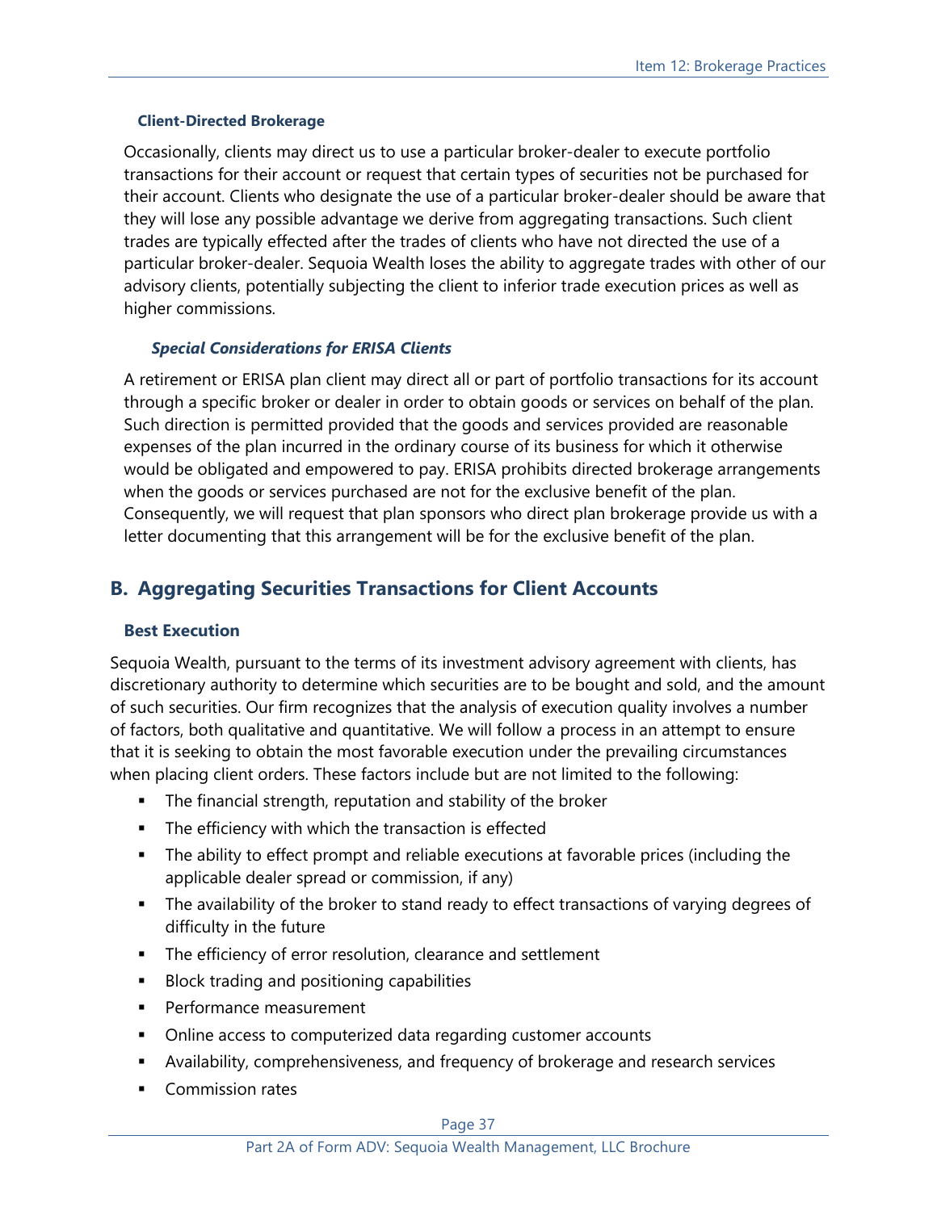#### Client-Directed Brokerage

Occasionally, clients may direct us to use a particular broker-dealer to execute portfolio transactions for their account or request that certain types of securities not be purchased for their account. Clients who designate the use of a particular broker-dealer should be aware that they will lose any possible advantage we derive from aggregating transactions. Such client trades are typically effected after the trades of clients who have not directed the use of a particular broker-dealer. Sequoia Wealth loses the ability to aggregate trades with other of our advisory clients, potentially subjecting the client to inferior trade execution prices as well as higher commissions.

#### *Special Considerations for ERISA Clients*

A retirement or ERISA plan client may direct all or part of portfolio transactions for its account through a specific broker or dealer in order to obtain goods or services on behalf of the plan. Such direction is permitted provided that the goods and services provided are reasonable expenses of the plan incurred in the ordinary course of its business for which it otherwise would be obligated and empowered to pay. ERISA prohibits directed brokerage arrangements when the goods or services purchased are not for the exclusive benefit of the plan. Consequently, we will request that plan sponsors who direct plan brokerage provide us with a letter documenting that this arrangement will be for the exclusive benefit of the plan.

## B. Aggregating Securities Transactions for Client Accounts

### Best Execution

Sequoia Wealth, pursuant to the terms of its investment advisory agreement with clients, has discretionary authority to determine which securities are to be bought and sold, and the amount of such securities. Our firm recognizes that the analysis of execution quality involves a number of factors, both qualitative and quantitative. We will follow a process in an attempt to ensure that it is seeking to obtain the most favorable execution under the prevailing circumstances when placing client orders. These factors include but are not limited to the following:

- The financial strength, reputation and stability of the broker
- The efficiency with which the transaction is effected
- The ability to effect prompt and reliable executions at favorable prices (including the applicable dealer spread or commission, if any)
- The availability of the broker to stand ready to effect transactions of varying degrees of difficulty in the future
- The efficiency of error resolution, clearance and settlement
- Block trading and positioning capabilities
- Performance measurement
- Online access to computerized data regarding customer accounts
- Availability, comprehensiveness, and frequency of brokerage and research services
- Commission rates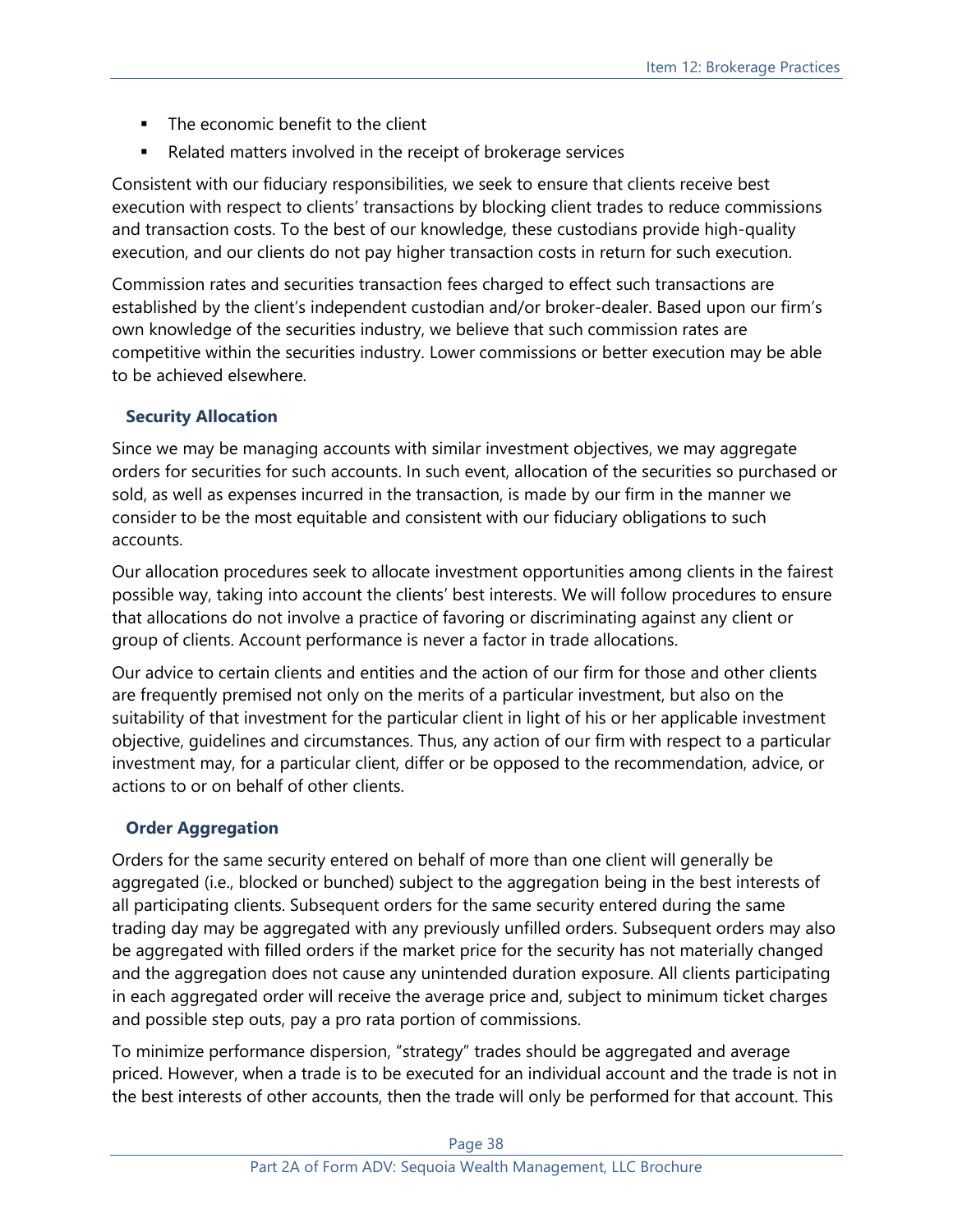- The economic benefit to the client
- Related matters involved in the receipt of brokerage services

Consistent with our fiduciary responsibilities, we seek to ensure that clients receive best execution with respect to clients' transactions by blocking client trades to reduce commissions and transaction costs. To the best of our knowledge, these custodians provide high-quality execution, and our clients do not pay higher transaction costs in return for such execution.

Commission rates and securities transaction fees charged to effect such transactions are established by the client's independent custodian and/or broker-dealer. Based upon our firm's own knowledge of the securities industry, we believe that such commission rates are competitive within the securities industry. Lower commissions or better execution may be able to be achieved elsewhere.

### Security Allocation

Since we may be managing accounts with similar investment objectives, we may aggregate orders for securities for such accounts. In such event, allocation of the securities so purchased or sold, as well as expenses incurred in the transaction, is made by our firm in the manner we consider to be the most equitable and consistent with our fiduciary obligations to such accounts.

Our allocation procedures seek to allocate investment opportunities among clients in the fairest possible way, taking into account the clients' best interests. We will follow procedures to ensure that allocations do not involve a practice of favoring or discriminating against any client or group of clients. Account performance is never a factor in trade allocations.

Our advice to certain clients and entities and the action of our firm for those and other clients are frequently premised not only on the merits of a particular investment, but also on the suitability of that investment for the particular client in light of his or her applicable investment objective, guidelines and circumstances. Thus, any action of our firm with respect to a particular investment may, for a particular client, differ or be opposed to the recommendation, advice, or actions to or on behalf of other clients.

### Order Aggregation

Orders for the same security entered on behalf of more than one client will generally be aggregated (i.e., blocked or bunched) subject to the aggregation being in the best interests of all participating clients. Subsequent orders for the same security entered during the same trading day may be aggregated with any previously unfilled orders. Subsequent orders may also be aggregated with filled orders if the market price for the security has not materially changed and the aggregation does not cause any unintended duration exposure. All clients participating in each aggregated order will receive the average price and, subject to minimum ticket charges and possible step outs, pay a pro rata portion of commissions.

To minimize performance dispersion, "strategy" trades should be aggregated and average priced. However, when a trade is to be executed for an individual account and the trade is not in the best interests of other accounts, then the trade will only be performed for that account. This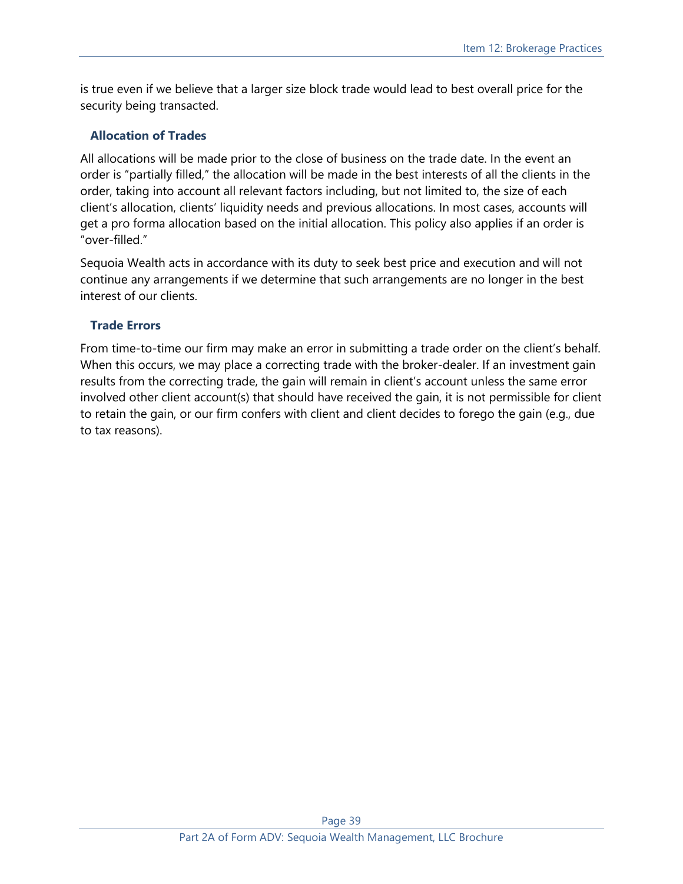is true even if we believe that a larger size block trade would lead to best overall price for the security being transacted.

### Allocation of Trades

All allocations will be made prior to the close of business on the trade date. In the event an order is "partially filled," the allocation will be made in the best interests of all the clients in the order, taking into account all relevant factors including, but not limited to, the size of each client's allocation, clients' liquidity needs and previous allocations. In most cases, accounts will get a pro forma allocation based on the initial allocation. This policy also applies if an order is "over-filled."

Sequoia Wealth acts in accordance with its duty to seek best price and execution and will not continue any arrangements if we determine that such arrangements are no longer in the best interest of our clients.

### Trade Errors

From time-to-time our firm may make an error in submitting a trade order on the client's behalf. When this occurs, we may place a correcting trade with the broker-dealer. If an investment gain results from the correcting trade, the gain will remain in client's account unless the same error involved other client account(s) that should have received the gain, it is not permissible for client to retain the gain, or our firm confers with client and client decides to forego the gain (e.g., due to tax reasons).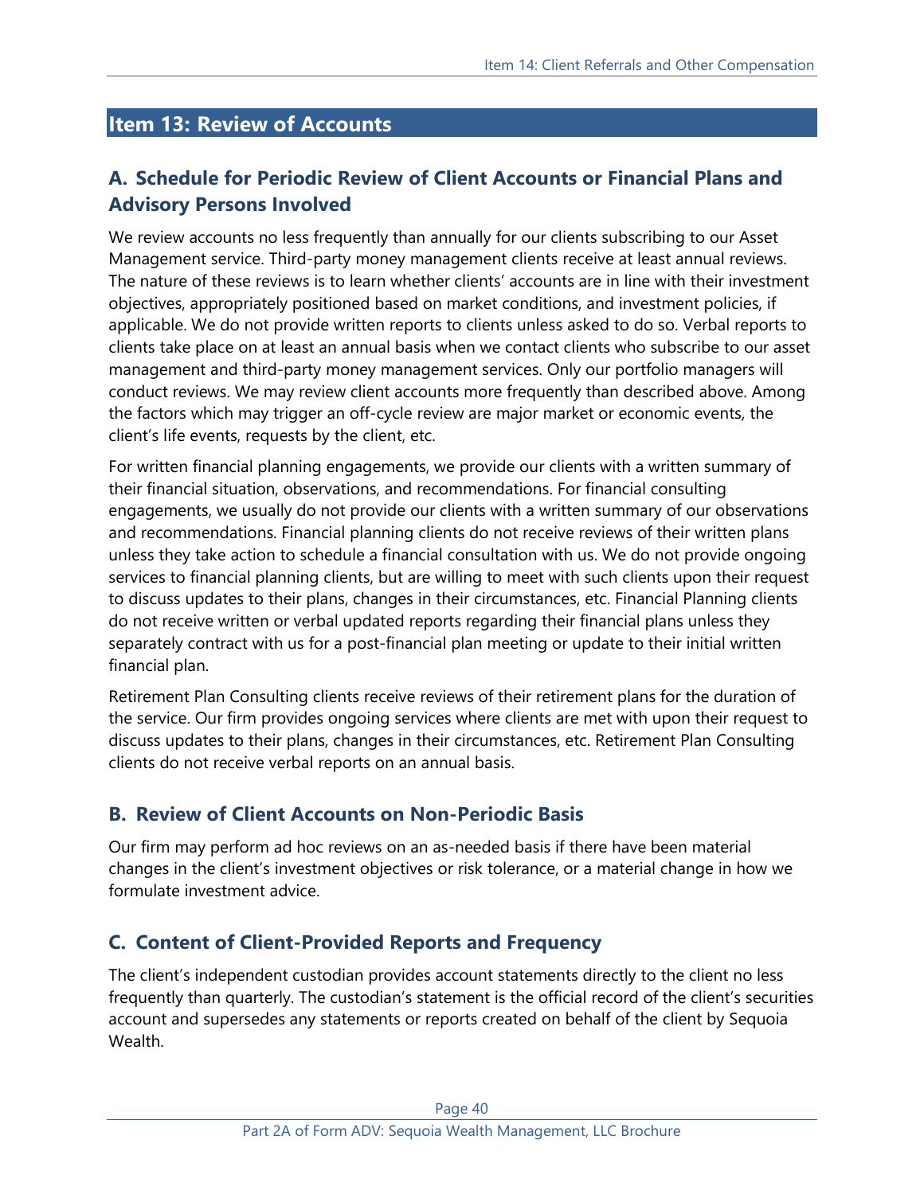## Item 13: Review of Accounts

### A. Schedule for Periodic Review of Client Accounts or Financial Plans and Advisory Persons Involved

We review accounts no less frequently than annually for our clients subscribing to our Asset Management service. Third-party money management clients receive at least annual reviews. The nature of these reviews is to learn whether clients' accounts are in line with their investment objectives, appropriately positioned based on market conditions, and investment policies, if applicable. We do not provide written reports to clients unless asked to do so. Verbal reports to clients take place on at least an annual basis when we contact clients who subscribe to our asset management and third-party money management services. Only our portfolio managers will conduct reviews. We may review client accounts more frequently than described above. Among the factors which may trigger an off-cycle review are major market or economic events, the client's life events, requests by the client, etc.

For written financial planning engagements, we provide our clients with a written summary of their financial situation, observations, and recommendations. For financial consulting engagements, we usually do not provide our clients with a written summary of our observations and recommendations. Financial planning clients do not receive reviews of their written plans unless they take action to schedule a financial consultation with us. We do not provide ongoing services to financial planning clients, but are willing to meet with such clients upon their request to discuss updates to their plans, changes in their circumstances, etc. Financial Planning clients do not receive written or verbal updated reports regarding their financial plans unless they separately contract with us for a post-financial plan meeting or update to their initial written financial plan.

Retirement Plan Consulting clients receive reviews of their retirement plans for the duration of the service. Our firm provides ongoing services where clients are met with upon their request to discuss updates to their plans, changes in their circumstances, etc. Retirement Plan Consulting clients do not receive verbal reports on an annual basis.

### B. Review of Client Accounts on Non-Periodic Basis

Our firm may perform ad hoc reviews on an as-needed basis if there have been material changes in the client's investment objectives or risk tolerance, or a material change in how we formulate investment advice.

### C. Content of Client-Provided Reports and Frequency

The client's independent custodian provides account statements directly to the client no less frequently than quarterly. The custodian's statement is the official record of the client's securities account and supersedes any statements or reports created on behalf of the client by Sequoia Wealth.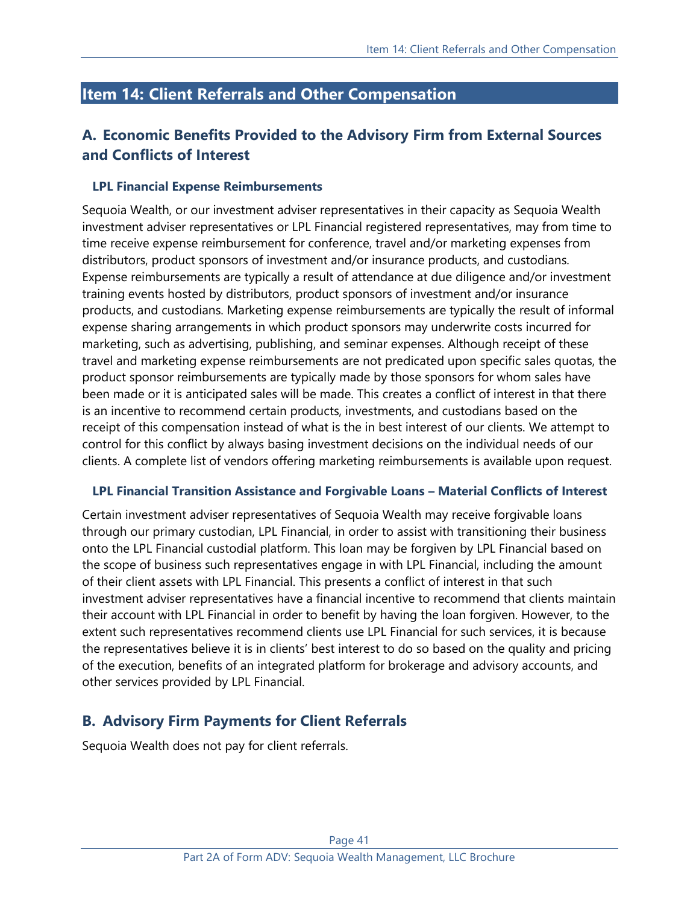## Item 14: Client Referrals and Other Compensation

### A. Economic Benefits Provided to the Advisory Firm from External Sources and Conflicts of Interest

#### LPL Financial Expense Reimbursements

Sequoia Wealth, or our investment adviser representatives in their capacity as Sequoia Wealth investment adviser representatives or LPL Financial registered representatives, may from time to time receive expense reimbursement for conference, travel and/or marketing expenses from distributors, product sponsors of investment and/or insurance products, and custodians. Expense reimbursements are typically a result of attendance at due diligence and/or investment training events hosted by distributors, product sponsors of investment and/or insurance products, and custodians. Marketing expense reimbursements are typically the result of informal expense sharing arrangements in which product sponsors may underwrite costs incurred for marketing, such as advertising, publishing, and seminar expenses. Although receipt of these travel and marketing expense reimbursements are not predicated upon specific sales quotas, the product sponsor reimbursements are typically made by those sponsors for whom sales have been made or it is anticipated sales will be made. This creates a conflict of interest in that there is an incentive to recommend certain products, investments, and custodians based on the receipt of this compensation instead of what is the in best interest of our clients. We attempt to control for this conflict by always basing investment decisions on the individual needs of our clients. A complete list of vendors offering marketing reimbursements is available upon request.

#### LPL Financial Transition Assistance and Forgivable Loans – Material Conflicts of Interest

Certain investment adviser representatives of Sequoia Wealth may receive forgivable loans through our primary custodian, LPL Financial, in order to assist with transitioning their business onto the LPL Financial custodial platform. This loan may be forgiven by LPL Financial based on the scope of business such representatives engage in with LPL Financial, including the amount of their client assets with LPL Financial. This presents a conflict of interest in that such investment adviser representatives have a financial incentive to recommend that clients maintain their account with LPL Financial in order to benefit by having the loan forgiven. However, to the extent such representatives recommend clients use LPL Financial for such services, it is because the representatives believe it is in clients' best interest to do so based on the quality and pricing of the execution, benefits of an integrated platform for brokerage and advisory accounts, and other services provided by LPL Financial.

### B. Advisory Firm Payments for Client Referrals

Sequoia Wealth does not pay for client referrals.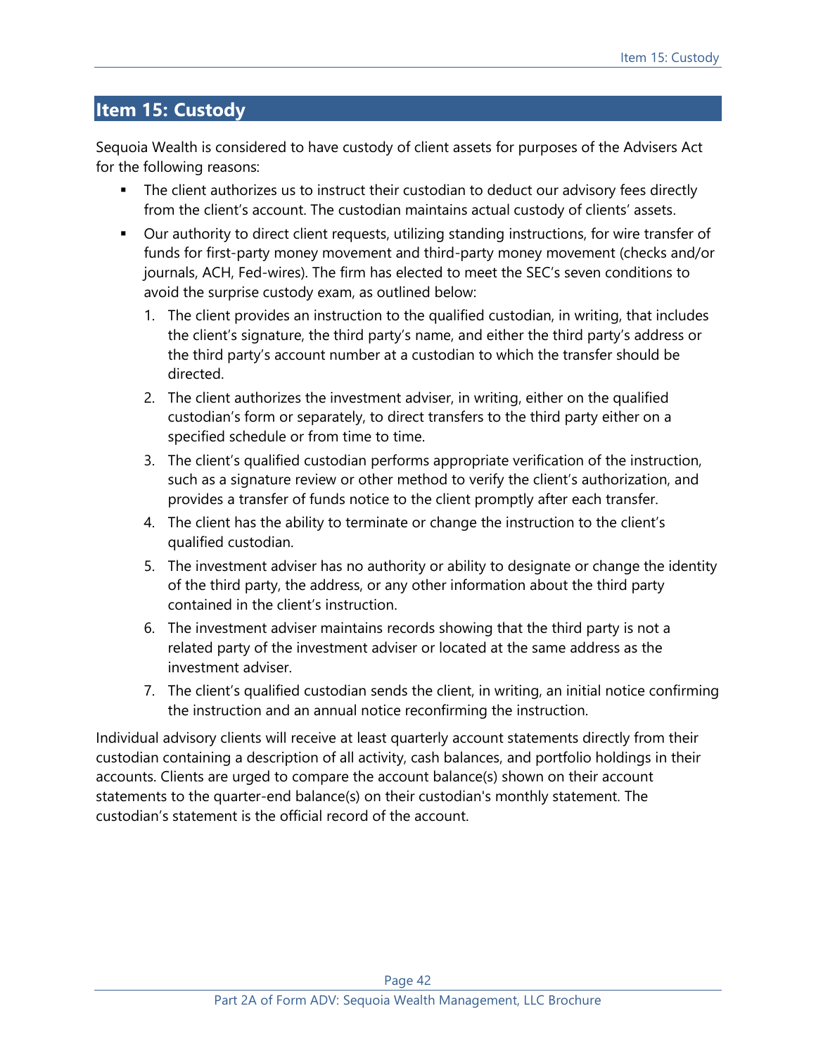## Item 15: Custody

Sequoia Wealth is considered to have custody of client assets for purposes of the Advisers Act for the following reasons:

- The client authorizes us to instruct their custodian to deduct our advisory fees directly from the client's account. The custodian maintains actual custody of clients' assets.
- Our authority to direct client requests, utilizing standing instructions, for wire transfer of funds for first-party money movement and third-party money movement (checks and/or journals, ACH, Fed-wires). The firm has elected to meet the SEC's seven conditions to avoid the surprise custody exam, as outlined below:
  1. The client provides an instruction to the qualified custodian, in writing, that includes the client's signature, the third party's name, and either the third party's address or the third party's account number at a custodian to which the transfer should be directed.
  2. The client authorizes the investment adviser, in writing, either on the qualified custodian's form or separately, to direct transfers to the third party either on a specified schedule or from time to time.
  3. The client's qualified custodian performs appropriate verification of the instruction, such as a signature review or other method to verify the client's authorization, and provides a transfer of funds notice to the client promptly after each transfer.
  4. The client has the ability to terminate or change the instruction to the client's qualified custodian.
  5. The investment adviser has no authority or ability to designate or change the identity of the third party, the address, or any other information about the third party contained in the client's instruction.
  6. The investment adviser maintains records showing that the third party is not a related party of the investment adviser or located at the same address as the investment adviser.
  7. The client's qualified custodian sends the client, in writing, an initial notice confirming the instruction and an annual notice reconfirming the instruction.

Individual advisory clients will receive at least quarterly account statements directly from their custodian containing a description of all activity, cash balances, and portfolio holdings in their accounts. Clients are urged to compare the account balance(s) shown on their account statements to the quarter-end balance(s) on their custodian's monthly statement. The custodian's statement is the official record of the account.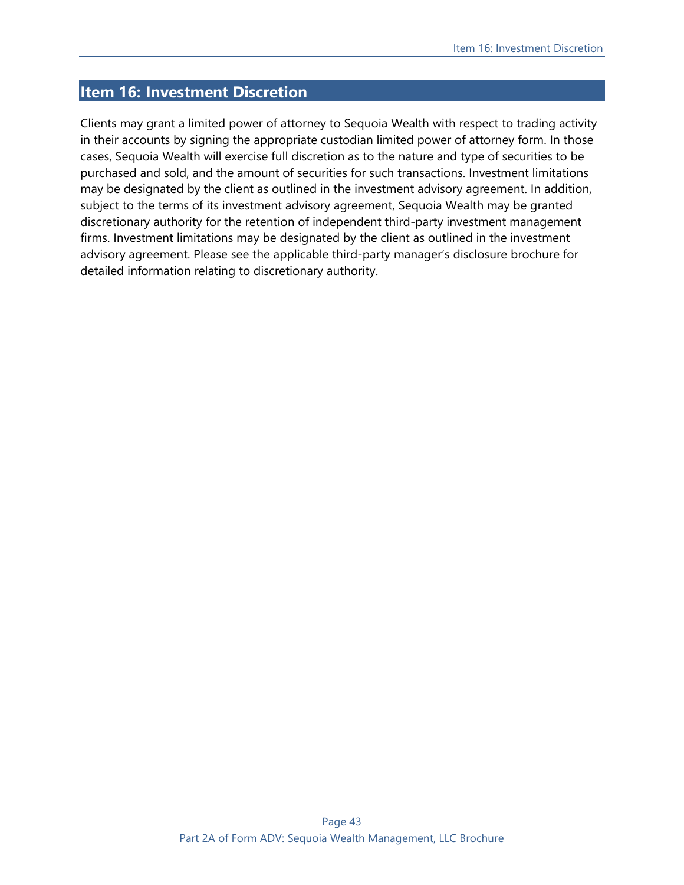## Item 16: Investment Discretion

Clients may grant a limited power of attorney to Sequoia Wealth with respect to trading activity in their accounts by signing the appropriate custodian limited power of attorney form. In those cases, Sequoia Wealth will exercise full discretion as to the nature and type of securities to be purchased and sold, and the amount of securities for such transactions. Investment limitations may be designated by the client as outlined in the investment advisory agreement. In addition, subject to the terms of its investment advisory agreement, Sequoia Wealth may be granted discretionary authority for the retention of independent third-party investment management firms. Investment limitations may be designated by the client as outlined in the investment advisory agreement. Please see the applicable third-party manager's disclosure brochure for detailed information relating to discretionary authority.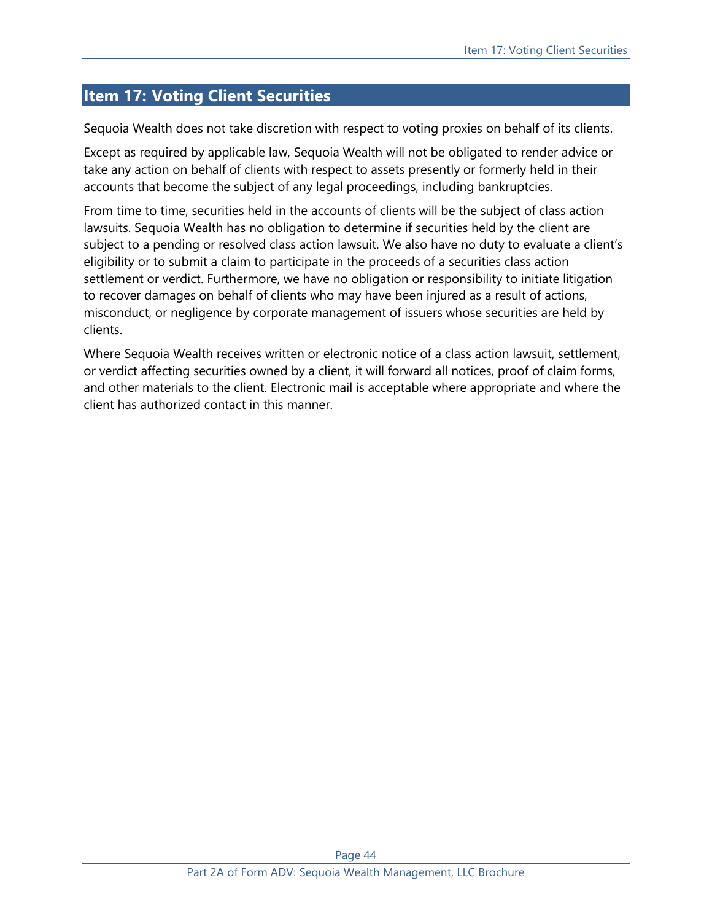## Item 17: Voting Client Securities

Sequoia Wealth does not take discretion with respect to voting proxies on behalf of its clients.

Except as required by applicable law, Sequoia Wealth will not be obligated to render advice or take any action on behalf of clients with respect to assets presently or formerly held in their accounts that become the subject of any legal proceedings, including bankruptcies.

From time to time, securities held in the accounts of clients will be the subject of class action lawsuits. Sequoia Wealth has no obligation to determine if securities held by the client are subject to a pending or resolved class action lawsuit. We also have no duty to evaluate a client's eligibility or to submit a claim to participate in the proceeds of a securities class action settlement or verdict. Furthermore, we have no obligation or responsibility to initiate litigation to recover damages on behalf of clients who may have been injured as a result of actions, misconduct, or negligence by corporate management of issuers whose securities are held by clients.

Where Sequoia Wealth receives written or electronic notice of a class action lawsuit, settlement, or verdict affecting securities owned by a client, it will forward all notices, proof of claim forms, and other materials to the client. Electronic mail is acceptable where appropriate and where the client has authorized contact in this manner.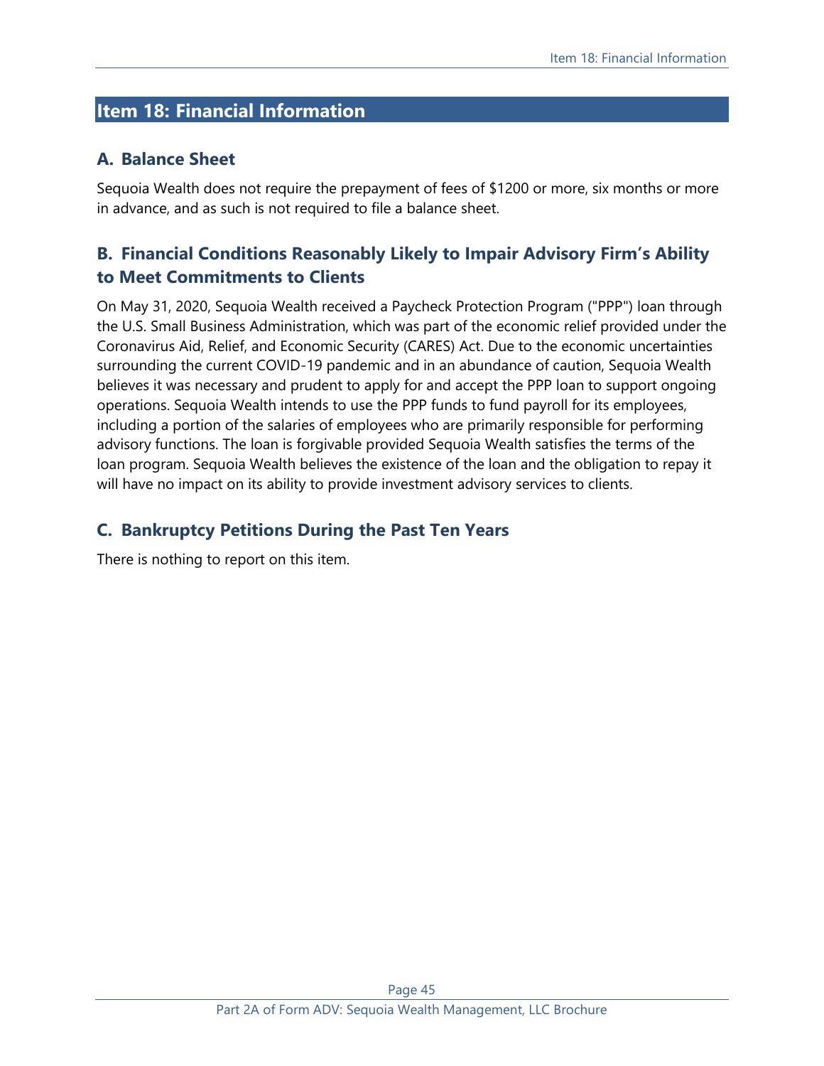## Item 18: Financial Information

### A. Balance Sheet

Sequoia Wealth does not require the prepayment of fees of $1200 or more, six months or more in advance, and as such is not required to file a balance sheet.

### B. Financial Conditions Reasonably Likely to Impair Advisory Firm's Ability to Meet Commitments to Clients

On May 31, 2020, Sequoia Wealth received a Paycheck Protection Program ("PPP") loan through the U.S. Small Business Administration, which was part of the economic relief provided under the Coronavirus Aid, Relief, and Economic Security (CARES) Act. Due to the economic uncertainties surrounding the current COVID-19 pandemic and in an abundance of caution, Sequoia Wealth believes it was necessary and prudent to apply for and accept the PPP loan to support ongoing operations. Sequoia Wealth intends to use the PPP funds to fund payroll for its employees, including a portion of the salaries of employees who are primarily responsible for performing advisory functions. The loan is forgivable provided Sequoia Wealth satisfies the terms of the loan program. Sequoia Wealth believes the existence of the loan and the obligation to repay it will have no impact on its ability to provide investment advisory services to clients.

### C. Bankruptcy Petitions During the Past Ten Years

There is nothing to report on this item.